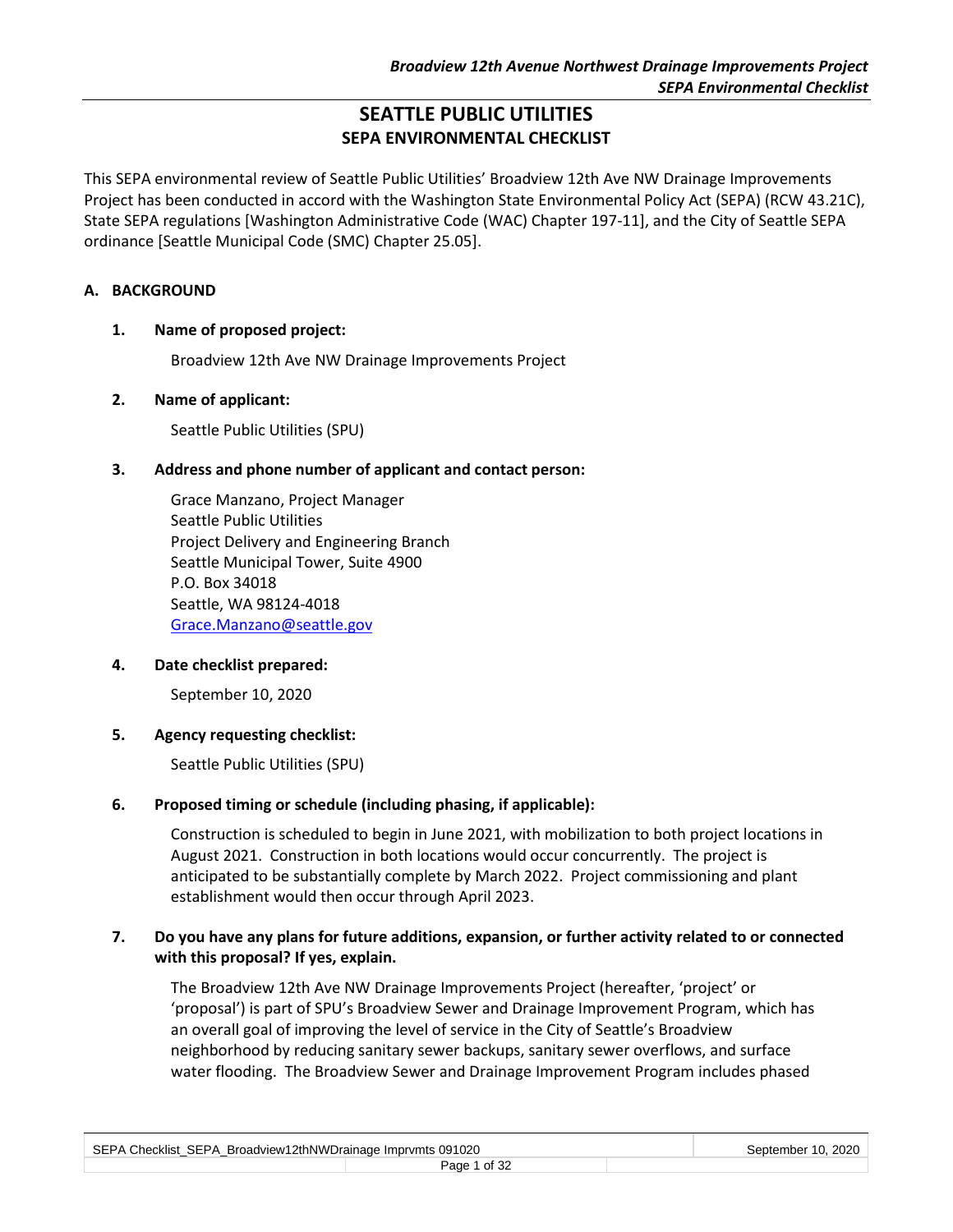# SEATTLE PUBLIC UTILITIES
## SEPA ENVIRONMENTAL CHECKLIST

This SEPA environmental review of Seattle Public Utilities' Broadview 12th Ave NW Drainage Improvements Project has been conducted in accord with the Washington State Environmental Policy Act (SEPA) (RCW 43.21C), State SEPA regulations [Washington Administrative Code (WAC) Chapter 197-11], and the City of Seattle SEPA ordinance [Seattle Municipal Code (SMC) Chapter 25.05].

### A. BACKGROUND

**1. Name of proposed project:**

Broadview 12th Ave NW Drainage Improvements Project

**2. Name of applicant:**

Seattle Public Utilities (SPU)

**3. Address and phone number of applicant and contact person:**

Grace Manzano, Project Manager
Seattle Public Utilities
Project Delivery and Engineering Branch
Seattle Municipal Tower, Suite 4900
P.O. Box 34018
Seattle, WA 98124-4018
Grace.Manzano@seattle.gov

**4. Date checklist prepared:**

September 10, 2020

**5. Agency requesting checklist:**

Seattle Public Utilities (SPU)

**6. Proposed timing or schedule (including phasing, if applicable):**

Construction is scheduled to begin in June 2021, with mobilization to both project locations in August 2021. Construction in both locations would occur concurrently. The project is anticipated to be substantially complete by March 2022. Project commissioning and plant establishment would then occur through April 2023.

**7. Do you have any plans for future additions, expansion, or further activity related to or connected with this proposal? If yes, explain.**

The Broadview 12th Ave NW Drainage Improvements Project (hereafter, 'project' or 'proposal') is part of SPU's Broadview Sewer and Drainage Improvement Program, which has an overall goal of improving the level of service in the City of Seattle's Broadview neighborhood by reducing sanitary sewer backups, sanitary sewer overflows, and surface water flooding. The Broadview Sewer and Drainage Improvement Program includes phased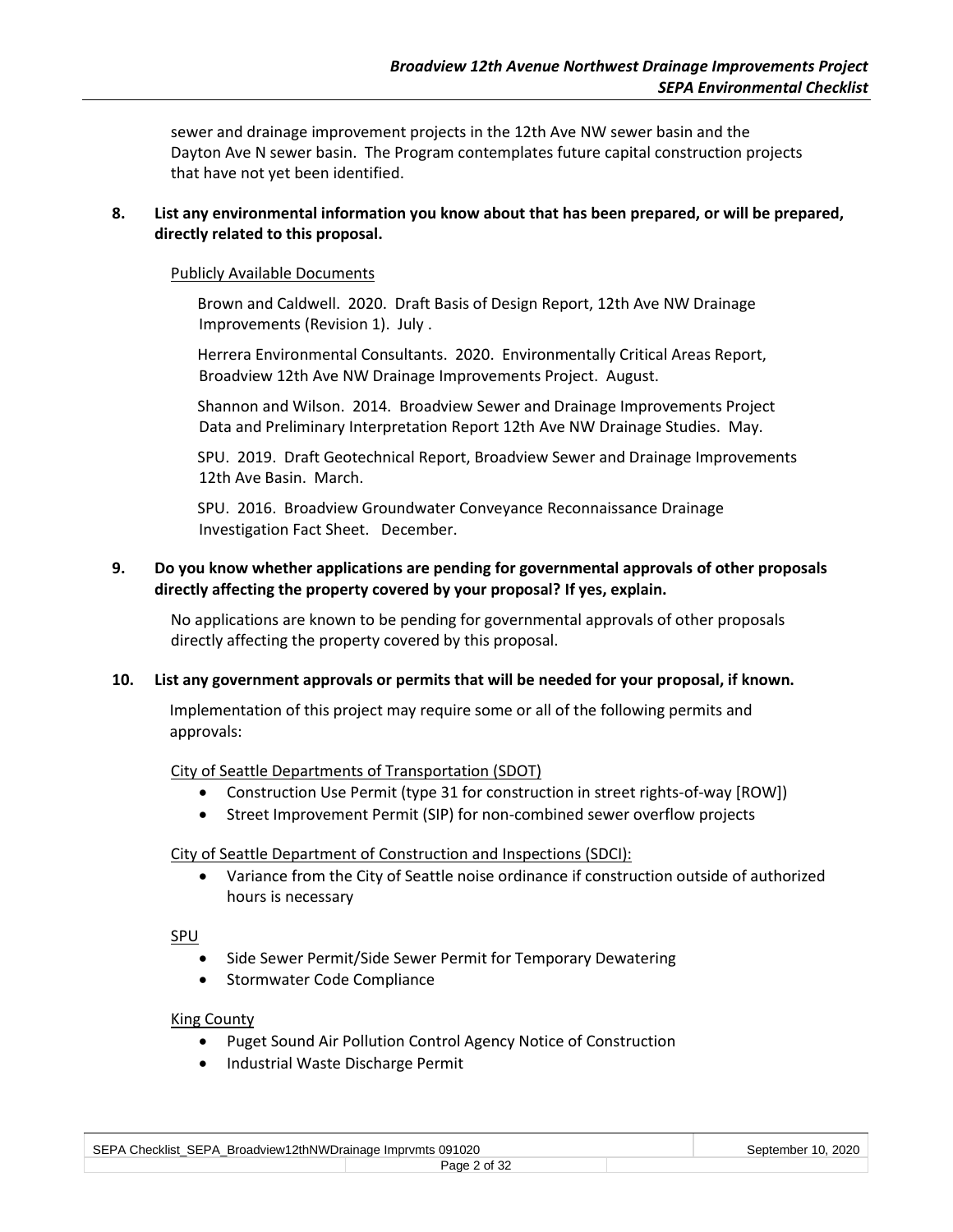sewer and drainage improvement projects in the 12th Ave NW sewer basin and the Dayton Ave N sewer basin. The Program contemplates future capital construction projects that have not yet been identified.

**8. List any environmental information you know about that has been prepared, or will be prepared, directly related to this proposal.**

Publicly Available Documents

Brown and Caldwell. 2020. Draft Basis of Design Report, 12th Ave NW Drainage Improvements (Revision 1). July .

Herrera Environmental Consultants. 2020. Environmentally Critical Areas Report, Broadview 12th Ave NW Drainage Improvements Project. August.

Shannon and Wilson. 2014. Broadview Sewer and Drainage Improvements Project Data and Preliminary Interpretation Report 12th Ave NW Drainage Studies. May.

SPU. 2019. Draft Geotechnical Report, Broadview Sewer and Drainage Improvements 12th Ave Basin. March.

SPU. 2016. Broadview Groundwater Conveyance Reconnaissance Drainage Investigation Fact Sheet. December.

**9. Do you know whether applications are pending for governmental approvals of other proposals directly affecting the property covered by your proposal? If yes, explain.**

No applications are known to be pending for governmental approvals of other proposals directly affecting the property covered by this proposal.

**10. List any government approvals or permits that will be needed for your proposal, if known.**

Implementation of this project may require some or all of the following permits and approvals:

City of Seattle Departments of Transportation (SDOT)

- Construction Use Permit (type 31 for construction in street rights-of-way [ROW])
- Street Improvement Permit (SIP) for non-combined sewer overflow projects

City of Seattle Department of Construction and Inspections (SDCI):

- Variance from the City of Seattle noise ordinance if construction outside of authorized hours is necessary

SPU

- Side Sewer Permit/Side Sewer Permit for Temporary Dewatering
- Stormwater Code Compliance

King County

- Puget Sound Air Pollution Control Agency Notice of Construction
- Industrial Waste Discharge Permit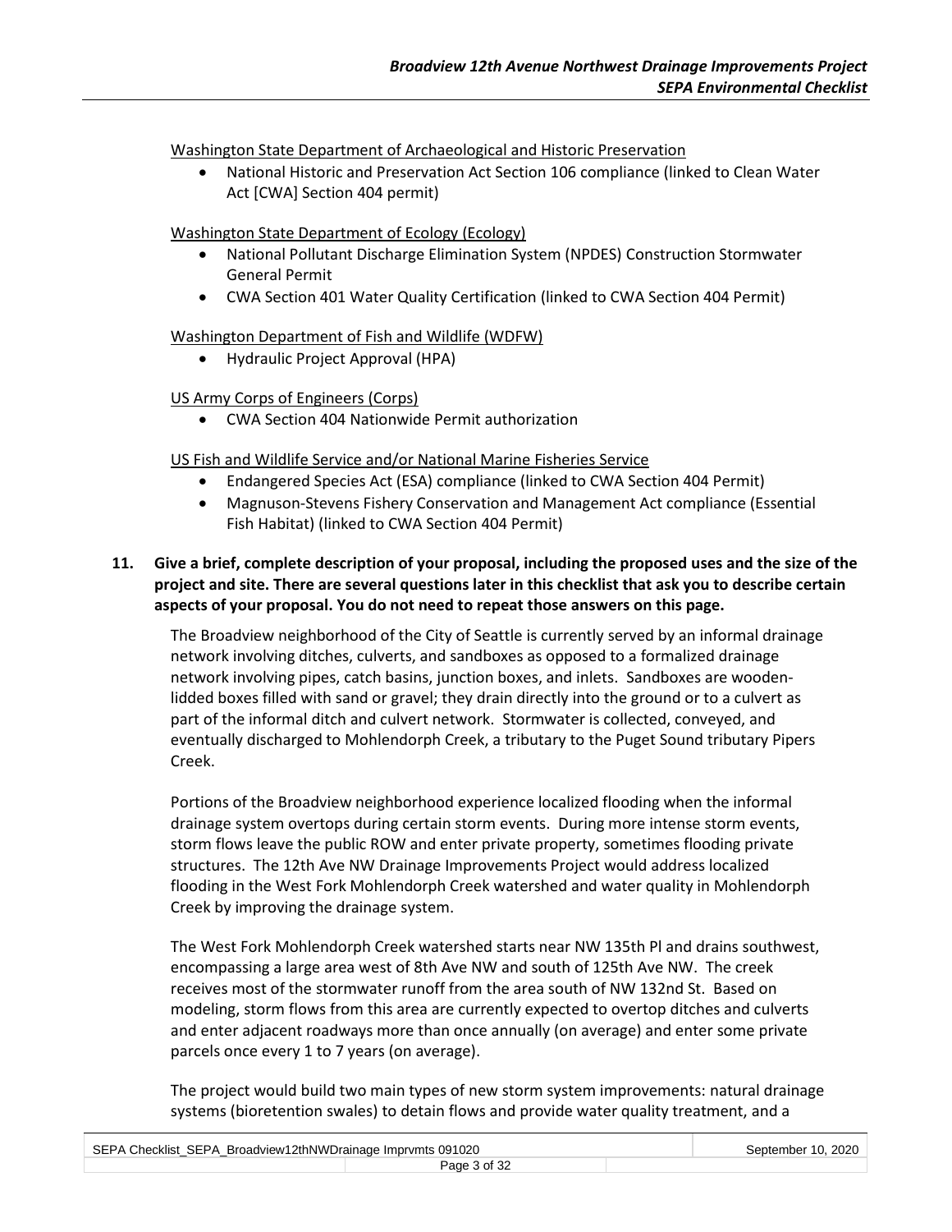Washington State Department of Archaeological and Historic Preservation

- National Historic and Preservation Act Section 106 compliance (linked to Clean Water Act [CWA] Section 404 permit)

Washington State Department of Ecology (Ecology)

- National Pollutant Discharge Elimination System (NPDES) Construction Stormwater General Permit
- CWA Section 401 Water Quality Certification (linked to CWA Section 404 Permit)

Washington Department of Fish and Wildlife (WDFW)

- Hydraulic Project Approval (HPA)

US Army Corps of Engineers (Corps)

- CWA Section 404 Nationwide Permit authorization

US Fish and Wildlife Service and/or National Marine Fisheries Service

- Endangered Species Act (ESA) compliance (linked to CWA Section 404 Permit)
- Magnuson-Stevens Fishery Conservation and Management Act compliance (Essential Fish Habitat) (linked to CWA Section 404 Permit)

**11. Give a brief, complete description of your proposal, including the proposed uses and the size of the project and site. There are several questions later in this checklist that ask you to describe certain aspects of your proposal. You do not need to repeat those answers on this page.**

The Broadview neighborhood of the City of Seattle is currently served by an informal drainage network involving ditches, culverts, and sandboxes as opposed to a formalized drainage network involving pipes, catch basins, junction boxes, and inlets. Sandboxes are wooden-lidded boxes filled with sand or gravel; they drain directly into the ground or to a culvert as part of the informal ditch and culvert network. Stormwater is collected, conveyed, and eventually discharged to Mohlendorph Creek, a tributary to the Puget Sound tributary Pipers Creek.

Portions of the Broadview neighborhood experience localized flooding when the informal drainage system overtops during certain storm events. During more intense storm events, storm flows leave the public ROW and enter private property, sometimes flooding private structures. The 12th Ave NW Drainage Improvements Project would address localized flooding in the West Fork Mohlendorph Creek watershed and water quality in Mohlendorph Creek by improving the drainage system.

The West Fork Mohlendorph Creek watershed starts near NW 135th Pl and drains southwest, encompassing a large area west of 8th Ave NW and south of 125th Ave NW. The creek receives most of the stormwater runoff from the area south of NW 132nd St. Based on modeling, storm flows from this area are currently expected to overtop ditches and culverts and enter adjacent roadways more than once annually (on average) and enter some private parcels once every 1 to 7 years (on average).

The project would build two main types of new storm system improvements: natural drainage systems (bioretention swales) to detain flows and provide water quality treatment, and a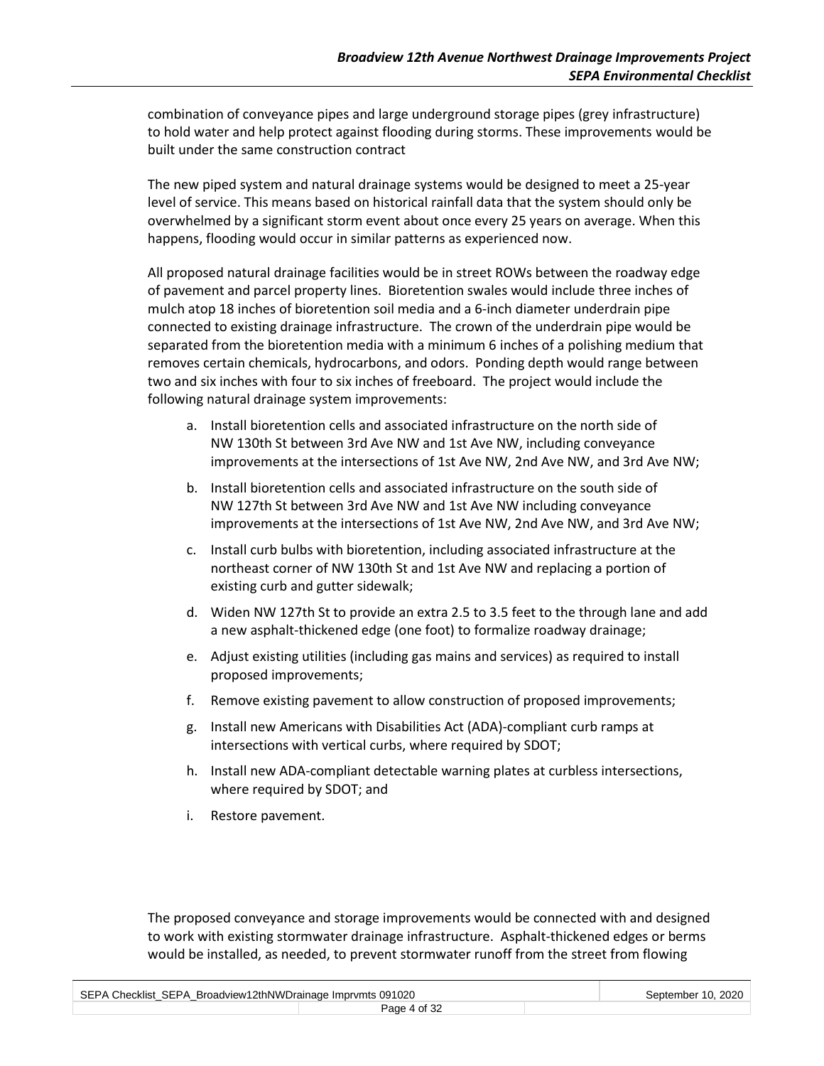combination of conveyance pipes and large underground storage pipes (grey infrastructure) to hold water and help protect against flooding during storms. These improvements would be built under the same construction contract

The new piped system and natural drainage systems would be designed to meet a 25-year level of service. This means based on historical rainfall data that the system should only be overwhelmed by a significant storm event about once every 25 years on average. When this happens, flooding would occur in similar patterns as experienced now.

All proposed natural drainage facilities would be in street ROWs between the roadway edge of pavement and parcel property lines. Bioretention swales would include three inches of mulch atop 18 inches of bioretention soil media and a 6-inch diameter underdrain pipe connected to existing drainage infrastructure. The crown of the underdrain pipe would be separated from the bioretention media with a minimum 6 inches of a polishing medium that removes certain chemicals, hydrocarbons, and odors. Ponding depth would range between two and six inches with four to six inches of freeboard. The project would include the following natural drainage system improvements:

a. Install bioretention cells and associated infrastructure on the north side of NW 130th St between 3rd Ave NW and 1st Ave NW, including conveyance improvements at the intersections of 1st Ave NW, 2nd Ave NW, and 3rd Ave NW;

b. Install bioretention cells and associated infrastructure on the south side of NW 127th St between 3rd Ave NW and 1st Ave NW including conveyance improvements at the intersections of 1st Ave NW, 2nd Ave NW, and 3rd Ave NW;

c. Install curb bulbs with bioretention, including associated infrastructure at the northeast corner of NW 130th St and 1st Ave NW and replacing a portion of existing curb and gutter sidewalk;

d. Widen NW 127th St to provide an extra 2.5 to 3.5 feet to the through lane and add a new asphalt-thickened edge (one foot) to formalize roadway drainage;

e. Adjust existing utilities (including gas mains and services) as required to install proposed improvements;

f. Remove existing pavement to allow construction of proposed improvements;

g. Install new Americans with Disabilities Act (ADA)-compliant curb ramps at intersections with vertical curbs, where required by SDOT;

h. Install new ADA-compliant detectable warning plates at curbless intersections, where required by SDOT; and

i. Restore pavement.

The proposed conveyance and storage improvements would be connected with and designed to work with existing stormwater drainage infrastructure. Asphalt-thickened edges or berms would be installed, as needed, to prevent stormwater runoff from the street from flowing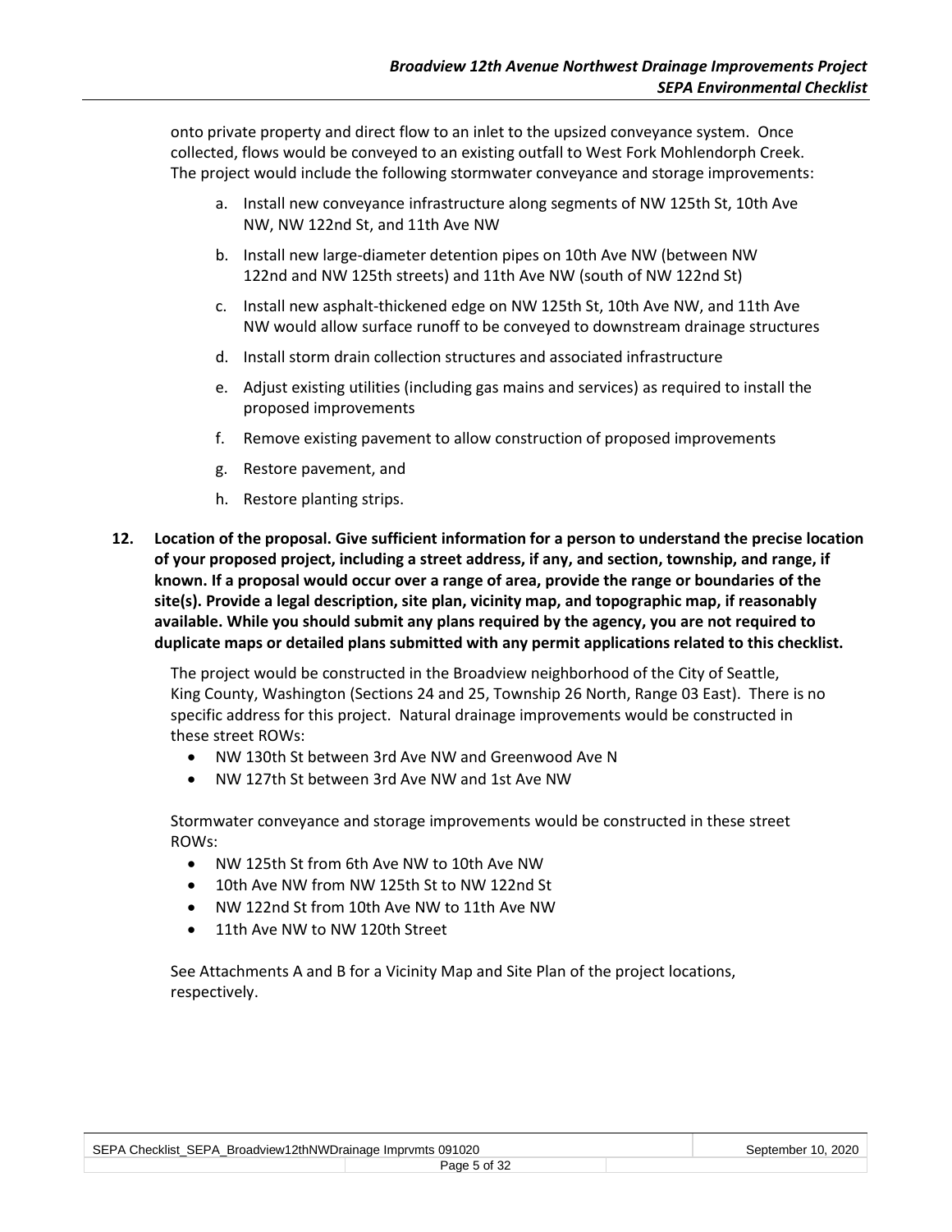onto private property and direct flow to an inlet to the upsized conveyance system. Once collected, flows would be conveyed to an existing outfall to West Fork Mohlendorph Creek. The project would include the following stormwater conveyance and storage improvements:

a. Install new conveyance infrastructure along segments of NW 125th St, 10th Ave NW, NW 122nd St, and 11th Ave NW

b. Install new large-diameter detention pipes on 10th Ave NW (between NW 122nd and NW 125th streets) and 11th Ave NW (south of NW 122nd St)

c. Install new asphalt-thickened edge on NW 125th St, 10th Ave NW, and 11th Ave NW would allow surface runoff to be conveyed to downstream drainage structures

d. Install storm drain collection structures and associated infrastructure

e. Adjust existing utilities (including gas mains and services) as required to install the proposed improvements

f. Remove existing pavement to allow construction of proposed improvements

g. Restore pavement, and

h. Restore planting strips.

**12. Location of the proposal. Give sufficient information for a person to understand the precise location of your proposed project, including a street address, if any, and section, township, and range, if known. If a proposal would occur over a range of area, provide the range or boundaries of the site(s). Provide a legal description, site plan, vicinity map, and topographic map, if reasonably available. While you should submit any plans required by the agency, you are not required to duplicate maps or detailed plans submitted with any permit applications related to this checklist.**

The project would be constructed in the Broadview neighborhood of the City of Seattle, King County, Washington (Sections 24 and 25, Township 26 North, Range 03 East). There is no specific address for this project. Natural drainage improvements would be constructed in these street ROWs:

- NW 130th St between 3rd Ave NW and Greenwood Ave N
- NW 127th St between 3rd Ave NW and 1st Ave NW

Stormwater conveyance and storage improvements would be constructed in these street ROWs:

- NW 125th St from 6th Ave NW to 10th Ave NW
- 10th Ave NW from NW 125th St to NW 122nd St
- NW 122nd St from 10th Ave NW to 11th Ave NW
- 11th Ave NW to NW 120th Street

See Attachments A and B for a Vicinity Map and Site Plan of the project locations, respectively.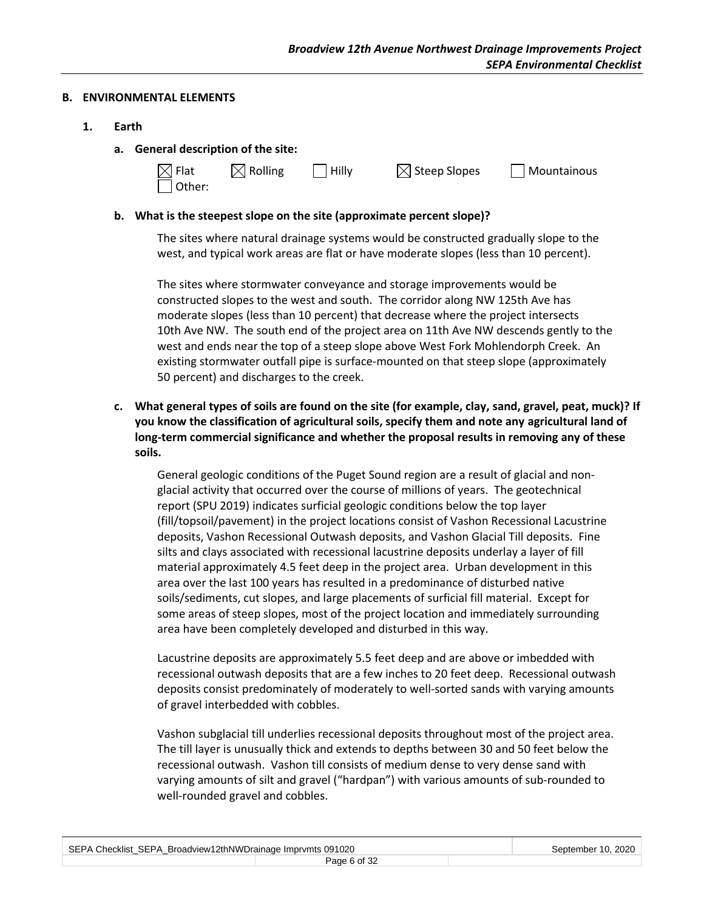**B. ENVIRONMENTAL ELEMENTS**

**1. Earth**

**a. General description of the site:**

☒ Flat ☒ Rolling ☐ Hilly ☒ Steep Slopes ☐ Mountainous
☐ Other:

**b. What is the steepest slope on the site (approximate percent slope)?**

The sites where natural drainage systems would be constructed gradually slope to the west, and typical work areas are flat or have moderate slopes (less than 10 percent).

The sites where stormwater conveyance and storage improvements would be constructed slopes to the west and south. The corridor along NW 125th Ave has moderate slopes (less than 10 percent) that decrease where the project intersects 10th Ave NW. The south end of the project area on 11th Ave NW descends gently to the west and ends near the top of a steep slope above West Fork Mohlendorph Creek. An existing stormwater outfall pipe is surface-mounted on that steep slope (approximately 50 percent) and discharges to the creek.

**c. What general types of soils are found on the site (for example, clay, sand, gravel, peat, muck)? If you know the classification of agricultural soils, specify them and note any agricultural land of long-term commercial significance and whether the proposal results in removing any of these soils.**

General geologic conditions of the Puget Sound region are a result of glacial and non-glacial activity that occurred over the course of millions of years. The geotechnical report (SPU 2019) indicates surficial geologic conditions below the top layer (fill/topsoil/pavement) in the project locations consist of Vashon Recessional Lacustrine deposits, Vashon Recessional Outwash deposits, and Vashon Glacial Till deposits. Fine silts and clays associated with recessional lacustrine deposits underlay a layer of fill material approximately 4.5 feet deep in the project area. Urban development in this area over the last 100 years has resulted in a predominance of disturbed native soils/sediments, cut slopes, and large placements of surficial fill material. Except for some areas of steep slopes, most of the project location and immediately surrounding area have been completely developed and disturbed in this way.

Lacustrine deposits are approximately 5.5 feet deep and are above or imbedded with recessional outwash deposits that are a few inches to 20 feet deep. Recessional outwash deposits consist predominately of moderately to well-sorted sands with varying amounts of gravel interbedded with cobbles.

Vashon subglacial till underlies recessional deposits throughout most of the project area. The till layer is unusually thick and extends to depths between 30 and 50 feet below the recessional outwash. Vashon till consists of medium dense to very dense sand with varying amounts of silt and gravel ("hardpan") with various amounts of sub-rounded to well-rounded gravel and cobbles.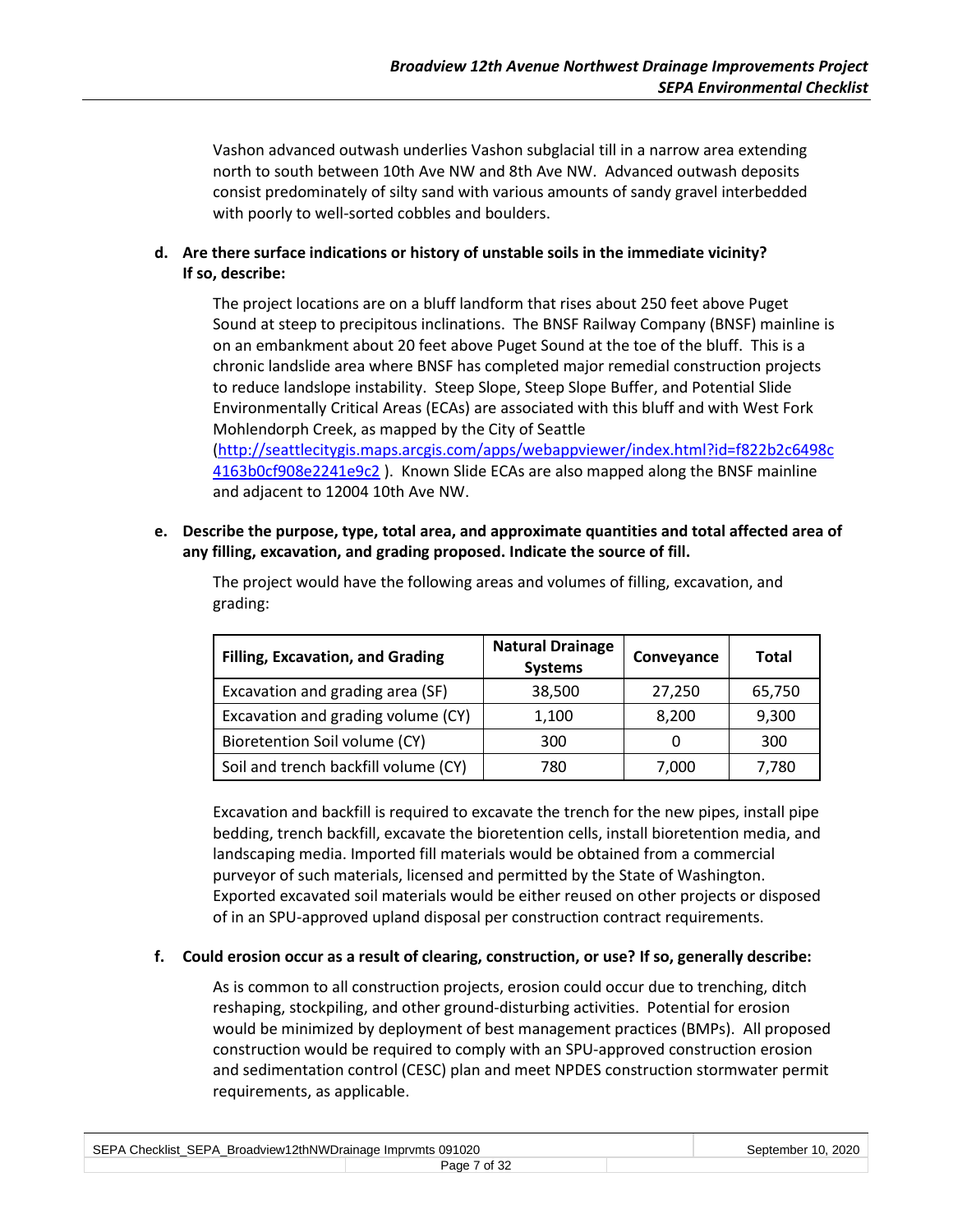Vashon advanced outwash underlies Vashon subglacial till in a narrow area extending north to south between 10th Ave NW and 8th Ave NW. Advanced outwash deposits consist predominately of silty sand with various amounts of sandy gravel interbedded with poorly to well-sorted cobbles and boulders.

**d. Are there surface indications or history of unstable soils in the immediate vicinity? If so, describe:**

The project locations are on a bluff landform that rises about 250 feet above Puget Sound at steep to precipitous inclinations. The BNSF Railway Company (BNSF) mainline is on an embankment about 20 feet above Puget Sound at the toe of the bluff. This is a chronic landslide area where BNSF has completed major remedial construction projects to reduce landslope instability. Steep Slope, Steep Slope Buffer, and Potential Slide Environmentally Critical Areas (ECAs) are associated with this bluff and with West Fork Mohlendorph Creek, as mapped by the City of Seattle ([http://seattlecitygis.maps.arcgis.com/apps/webappviewer/index.html?id=f822b2c6498c4163b0cf908e2241e9c2](http://seattlecitygis.maps.arcgis.com/apps/webappviewer/index.html?id=f822b2c6498c4163b0cf908e2241e9c2) ). Known Slide ECAs are also mapped along the BNSF mainline and adjacent to 12004 10th Ave NW.

**e. Describe the purpose, type, total area, and approximate quantities and total affected area of any filling, excavation, and grading proposed. Indicate the source of fill.**

The project would have the following areas and volumes of filling, excavation, and grading:

| Filling, Excavation, and Grading | Natural Drainage Systems | Conveyance | Total |
|---|---|---|---|
| Excavation and grading area (SF) | 38,500 | 27,250 | 65,750 |
| Excavation and grading volume (CY) | 1,100 | 8,200 | 9,300 |
| Bioretention Soil volume (CY) | 300 | 0 | 300 |
| Soil and trench backfill volume (CY) | 780 | 7,000 | 7,780 |

Excavation and backfill is required to excavate the trench for the new pipes, install pipe bedding, trench backfill, excavate the bioretention cells, install bioretention media, and landscaping media. Imported fill materials would be obtained from a commercial purveyor of such materials, licensed and permitted by the State of Washington. Exported excavated soil materials would be either reused on other projects or disposed of in an SPU-approved upland disposal per construction contract requirements.

**f. Could erosion occur as a result of clearing, construction, or use? If so, generally describe:**

As is common to all construction projects, erosion could occur due to trenching, ditch reshaping, stockpiling, and other ground-disturbing activities. Potential for erosion would be minimized by deployment of best management practices (BMPs). All proposed construction would be required to comply with an SPU-approved construction erosion and sedimentation control (CESC) plan and meet NPDES construction stormwater permit requirements, as applicable.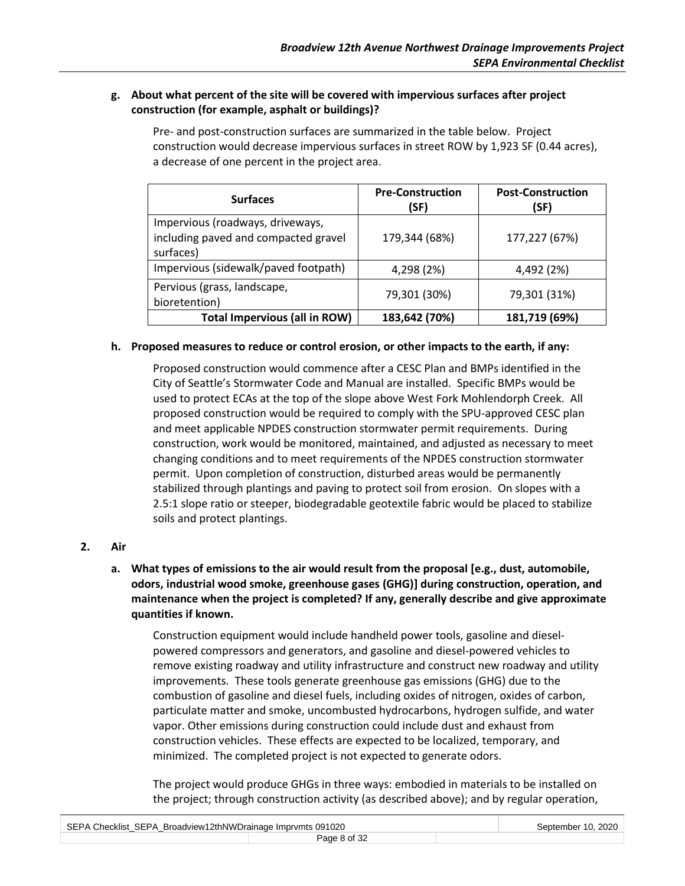**g. About what percent of the site will be covered with impervious surfaces after project construction (for example, asphalt or buildings)?**

Pre- and post-construction surfaces are summarized in the table below. Project construction would decrease impervious surfaces in street ROW by 1,923 SF (0.44 acres), a decrease of one percent in the project area.

| Surfaces | Pre-Construction (SF) | Post-Construction (SF) |
|---|---|---|
| Impervious (roadways, driveways, including paved and compacted gravel surfaces) | 179,344 (68%) | 177,227 (67%) |
| Impervious (sidewalk/paved footpath) | 4,298 (2%) | 4,492 (2%) |
| Pervious (grass, landscape, bioretention) | 79,301 (30%) | 79,301 (31%) |
| **Total Impervious (all in ROW)** | **183,642 (70%)** | **181,719 (69%)** |

**h. Proposed measures to reduce or control erosion, or other impacts to the earth, if any:**

Proposed construction would commence after a CESC Plan and BMPs identified in the City of Seattle's Stormwater Code and Manual are installed. Specific BMPs would be used to protect ECAs at the top of the slope above West Fork Mohlendorph Creek. All proposed construction would be required to comply with the SPU-approved CESC plan and meet applicable NPDES construction stormwater permit requirements. During construction, work would be monitored, maintained, and adjusted as necessary to meet changing conditions and to meet requirements of the NPDES construction stormwater permit. Upon completion of construction, disturbed areas would be permanently stabilized through plantings and paving to protect soil from erosion. On slopes with a 2.5:1 slope ratio or steeper, biodegradable geotextile fabric would be placed to stabilize soils and protect plantings.

## 2. Air

**a. What types of emissions to the air would result from the proposal [e.g., dust, automobile, odors, industrial wood smoke, greenhouse gases (GHG)] during construction, operation, and maintenance when the project is completed? If any, generally describe and give approximate quantities if known.**

Construction equipment would include handheld power tools, gasoline and diesel-powered compressors and generators, and gasoline and diesel-powered vehicles to remove existing roadway and utility infrastructure and construct new roadway and utility improvements. These tools generate greenhouse gas emissions (GHG) due to the combustion of gasoline and diesel fuels, including oxides of nitrogen, oxides of carbon, particulate matter and smoke, uncombusted hydrocarbons, hydrogen sulfide, and water vapor. Other emissions during construction could include dust and exhaust from construction vehicles. These effects are expected to be localized, temporary, and minimized. The completed project is not expected to generate odors.

The project would produce GHGs in three ways: embodied in materials to be installed on the project; through construction activity (as described above); and by regular operation,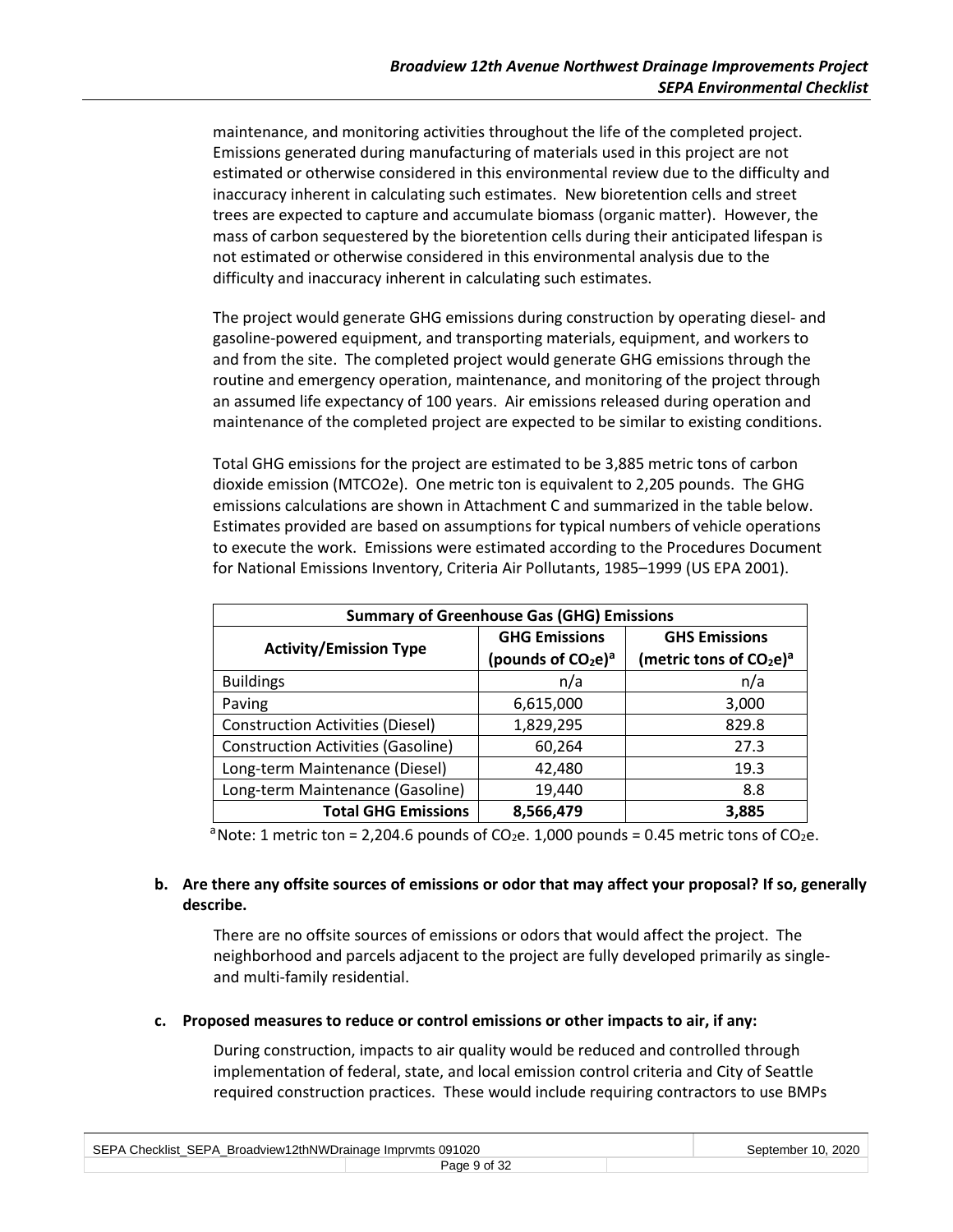maintenance, and monitoring activities throughout the life of the completed project. Emissions generated during manufacturing of materials used in this project are not estimated or otherwise considered in this environmental review due to the difficulty and inaccuracy inherent in calculating such estimates. New bioretention cells and street trees are expected to capture and accumulate biomass (organic matter). However, the mass of carbon sequestered by the bioretention cells during their anticipated lifespan is not estimated or otherwise considered in this environmental analysis due to the difficulty and inaccuracy inherent in calculating such estimates.

The project would generate GHG emissions during construction by operating diesel- and gasoline-powered equipment, and transporting materials, equipment, and workers to and from the site. The completed project would generate GHG emissions through the routine and emergency operation, maintenance, and monitoring of the project through an assumed life expectancy of 100 years. Air emissions released during operation and maintenance of the completed project are expected to be similar to existing conditions.

Total GHG emissions for the project are estimated to be 3,885 metric tons of carbon dioxide emission (MTCO2e). One metric ton is equivalent to 2,205 pounds. The GHG emissions calculations are shown in Attachment C and summarized in the table below. Estimates provided are based on assumptions for typical numbers of vehicle operations to execute the work. Emissions were estimated according to the Procedures Document for National Emissions Inventory, Criteria Air Pollutants, 1985–1999 (US EPA 2001).

| Summary of Greenhouse Gas (GHG) Emissions | | |
|---|---|---|
| **Activity/Emission Type** | **GHG Emissions (pounds of $CO_2e$)[a]** | **GHS Emissions (metric tons of $CO_2e$)[a]** |
| Buildings | n/a | n/a |
| Paving | 6,615,000 | 3,000 |
| Construction Activities (Diesel) | 1,829,295 | 829.8 |
| Construction Activities (Gasoline) | 60,264 | 27.3 |
| Long-term Maintenance (Diesel) | 42,480 | 19.3 |
| Long-term Maintenance (Gasoline) | 19,440 | 8.8 |
| **Total GHG Emissions** | **8,566,479** | **3,885** |

[a]Note: 1 metric ton = 2,204.6 pounds of $CO_2e$. 1,000 pounds = 0.45 metric tons of $CO_2e$.

**b. Are there any offsite sources of emissions or odor that may affect your proposal? If so, generally describe.**

There are no offsite sources of emissions or odors that would affect the project. The neighborhood and parcels adjacent to the project are fully developed primarily as single- and multi-family residential.

**c. Proposed measures to reduce or control emissions or other impacts to air, if any:**

During construction, impacts to air quality would be reduced and controlled through implementation of federal, state, and local emission control criteria and City of Seattle required construction practices. These would include requiring contractors to use BMPs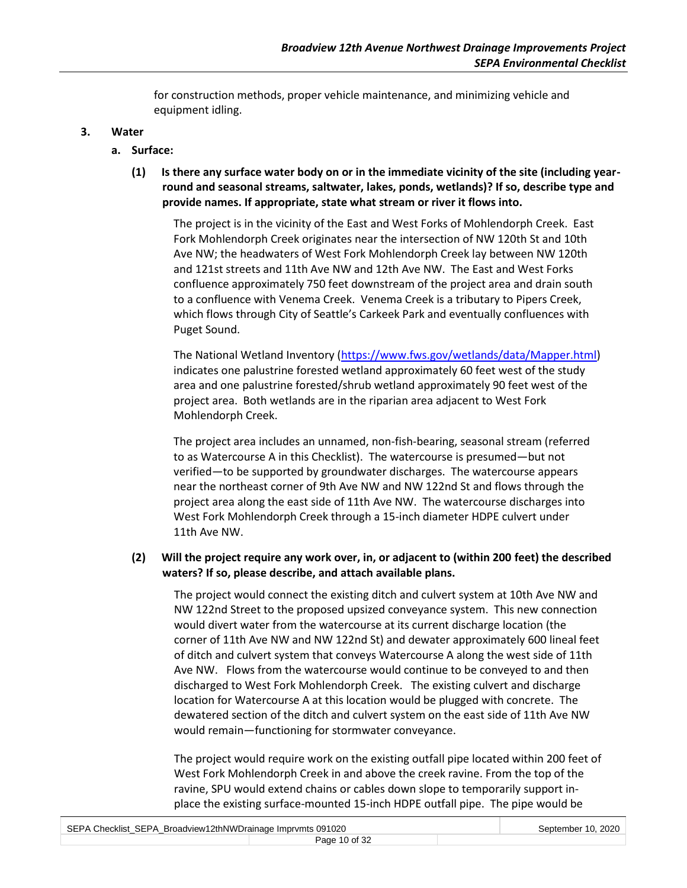for construction methods, proper vehicle maintenance, and minimizing vehicle and equipment idling.

## 3. Water

### a. Surface:

**(1) Is there any surface water body on or in the immediate vicinity of the site (including year-round and seasonal streams, saltwater, lakes, ponds, wetlands)? If so, describe type and provide names. If appropriate, state what stream or river it flows into.**

The project is in the vicinity of the East and West Forks of Mohlendorph Creek. East Fork Mohlendorph Creek originates near the intersection of NW 120th St and 10th Ave NW; the headwaters of West Fork Mohlendorph Creek lay between NW 120th and 121st streets and 11th Ave NW and 12th Ave NW. The East and West Forks confluence approximately 750 feet downstream of the project area and drain south to a confluence with Venema Creek. Venema Creek is a tributary to Pipers Creek, which flows through City of Seattle's Carkeek Park and eventually confluences with Puget Sound.

The National Wetland Inventory (https://www.fws.gov/wetlands/data/Mapper.html) indicates one palustrine forested wetland approximately 60 feet west of the study area and one palustrine forested/shrub wetland approximately 90 feet west of the project area. Both wetlands are in the riparian area adjacent to West Fork Mohlendorph Creek.

The project area includes an unnamed, non-fish-bearing, seasonal stream (referred to as Watercourse A in this Checklist). The watercourse is presumed—but not verified—to be supported by groundwater discharges. The watercourse appears near the northeast corner of 9th Ave NW and NW 122nd St and flows through the project area along the east side of 11th Ave NW. The watercourse discharges into West Fork Mohlendorph Creek through a 15-inch diameter HDPE culvert under 11th Ave NW.

**(2) Will the project require any work over, in, or adjacent to (within 200 feet) the described waters? If so, please describe, and attach available plans.**

The project would connect the existing ditch and culvert system at 10th Ave NW and NW 122nd Street to the proposed upsized conveyance system. This new connection would divert water from the watercourse at its current discharge location (the corner of 11th Ave NW and NW 122nd St) and dewater approximately 600 lineal feet of ditch and culvert system that conveys Watercourse A along the west side of 11th Ave NW. Flows from the watercourse would continue to be conveyed to and then discharged to West Fork Mohlendorph Creek. The existing culvert and discharge location for Watercourse A at this location would be plugged with concrete. The dewatered section of the ditch and culvert system on the east side of 11th Ave NW would remain—functioning for stormwater conveyance.

The project would require work on the existing outfall pipe located within 200 feet of West Fork Mohlendorph Creek in and above the creek ravine. From the top of the ravine, SPU would extend chains or cables down slope to temporarily support in-place the existing surface-mounted 15-inch HDPE outfall pipe. The pipe would be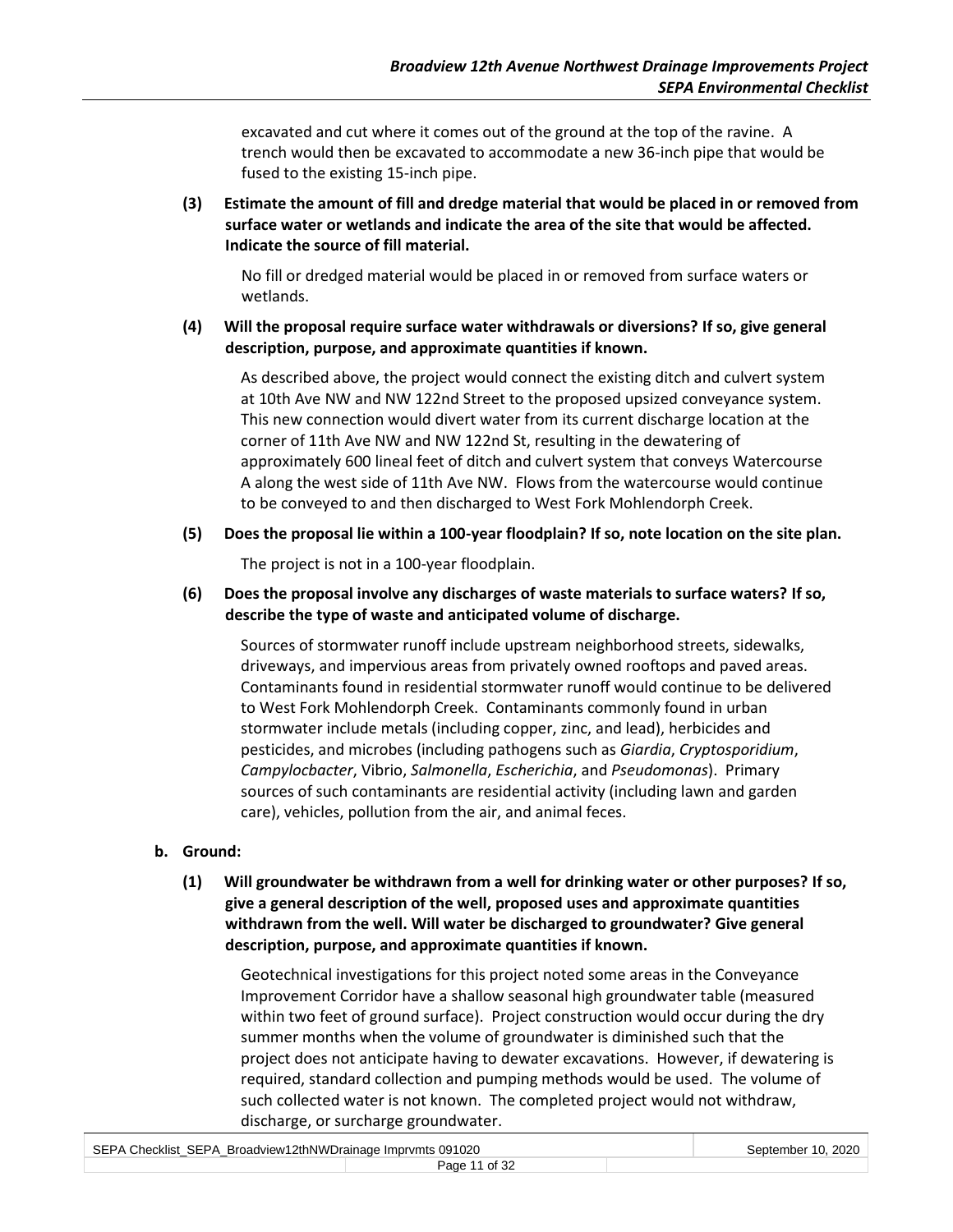excavated and cut where it comes out of the ground at the top of the ravine. A trench would then be excavated to accommodate a new 36-inch pipe that would be fused to the existing 15-inch pipe.

**(3) Estimate the amount of fill and dredge material that would be placed in or removed from surface water or wetlands and indicate the area of the site that would be affected. Indicate the source of fill material.**

No fill or dredged material would be placed in or removed from surface waters or wetlands.

**(4) Will the proposal require surface water withdrawals or diversions? If so, give general description, purpose, and approximate quantities if known.**

As described above, the project would connect the existing ditch and culvert system at 10th Ave NW and NW 122nd Street to the proposed upsized conveyance system. This new connection would divert water from its current discharge location at the corner of 11th Ave NW and NW 122nd St, resulting in the dewatering of approximately 600 lineal feet of ditch and culvert system that conveys Watercourse A along the west side of 11th Ave NW. Flows from the watercourse would continue to be conveyed to and then discharged to West Fork Mohlendorph Creek.

**(5) Does the proposal lie within a 100-year floodplain? If so, note location on the site plan.**

The project is not in a 100-year floodplain.

**(6) Does the proposal involve any discharges of waste materials to surface waters? If so, describe the type of waste and anticipated volume of discharge.**

Sources of stormwater runoff include upstream neighborhood streets, sidewalks, driveways, and impervious areas from privately owned rooftops and paved areas. Contaminants found in residential stormwater runoff would continue to be delivered to West Fork Mohlendorph Creek. Contaminants commonly found in urban stormwater include metals (including copper, zinc, and lead), herbicides and pesticides, and microbes (including pathogens such as *Giardia*, *Cryptosporidium*, *Campylocbacter*, Vibrio, *Salmonella*, *Escherichia*, and *Pseudomonas*). Primary sources of such contaminants are residential activity (including lawn and garden care), vehicles, pollution from the air, and animal feces.

**b. Ground:**

**(1) Will groundwater be withdrawn from a well for drinking water or other purposes? If so, give a general description of the well, proposed uses and approximate quantities withdrawn from the well. Will water be discharged to groundwater? Give general description, purpose, and approximate quantities if known.**

Geotechnical investigations for this project noted some areas in the Conveyance Improvement Corridor have a shallow seasonal high groundwater table (measured within two feet of ground surface). Project construction would occur during the dry summer months when the volume of groundwater is diminished such that the project does not anticipate having to dewater excavations. However, if dewatering is required, standard collection and pumping methods would be used. The volume of such collected water is not known. The completed project would not withdraw, discharge, or surcharge groundwater.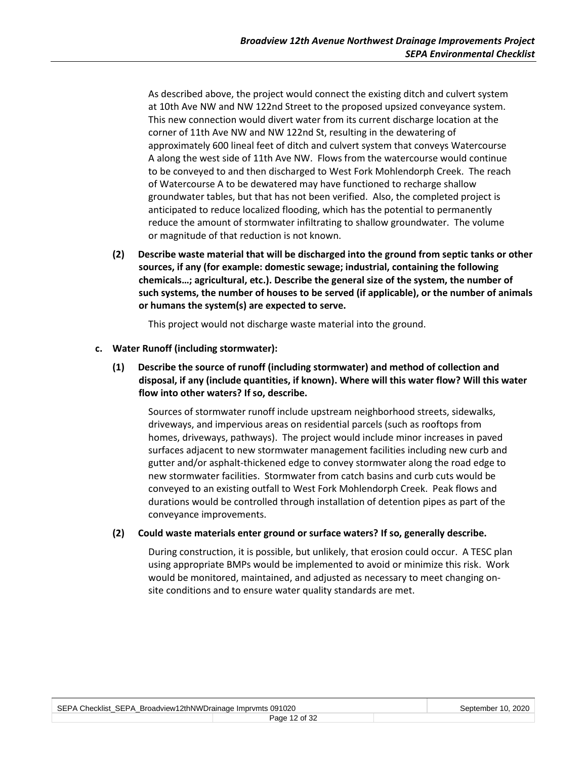As described above, the project would connect the existing ditch and culvert system at 10th Ave NW and NW 122nd Street to the proposed upsized conveyance system. This new connection would divert water from its current discharge location at the corner of 11th Ave NW and NW 122nd St, resulting in the dewatering of approximately 600 lineal feet of ditch and culvert system that conveys Watercourse A along the west side of 11th Ave NW. Flows from the watercourse would continue to be conveyed to and then discharged to West Fork Mohlendorph Creek. The reach of Watercourse A to be dewatered may have functioned to recharge shallow groundwater tables, but that has not been verified. Also, the completed project is anticipated to reduce localized flooding, which has the potential to permanently reduce the amount of stormwater infiltrating to shallow groundwater. The volume or magnitude of that reduction is not known.

**(2) Describe waste material that will be discharged into the ground from septic tanks or other sources, if any (for example: domestic sewage; industrial, containing the following chemicals…; agricultural, etc.). Describe the general size of the system, the number of such systems, the number of houses to be served (if applicable), or the number of animals or humans the system(s) are expected to serve.**

This project would not discharge waste material into the ground.

**c. Water Runoff (including stormwater):**

**(1) Describe the source of runoff (including stormwater) and method of collection and disposal, if any (include quantities, if known). Where will this water flow? Will this water flow into other waters? If so, describe.**

Sources of stormwater runoff include upstream neighborhood streets, sidewalks, driveways, and impervious areas on residential parcels (such as rooftops from homes, driveways, pathways). The project would include minor increases in paved surfaces adjacent to new stormwater management facilities including new curb and gutter and/or asphalt-thickened edge to convey stormwater along the road edge to new stormwater facilities. Stormwater from catch basins and curb cuts would be conveyed to an existing outfall to West Fork Mohlendorph Creek. Peak flows and durations would be controlled through installation of detention pipes as part of the conveyance improvements.

**(2) Could waste materials enter ground or surface waters? If so, generally describe.**

During construction, it is possible, but unlikely, that erosion could occur. A TESC plan using appropriate BMPs would be implemented to avoid or minimize this risk. Work would be monitored, maintained, and adjusted as necessary to meet changing on-site conditions and to ensure water quality standards are met.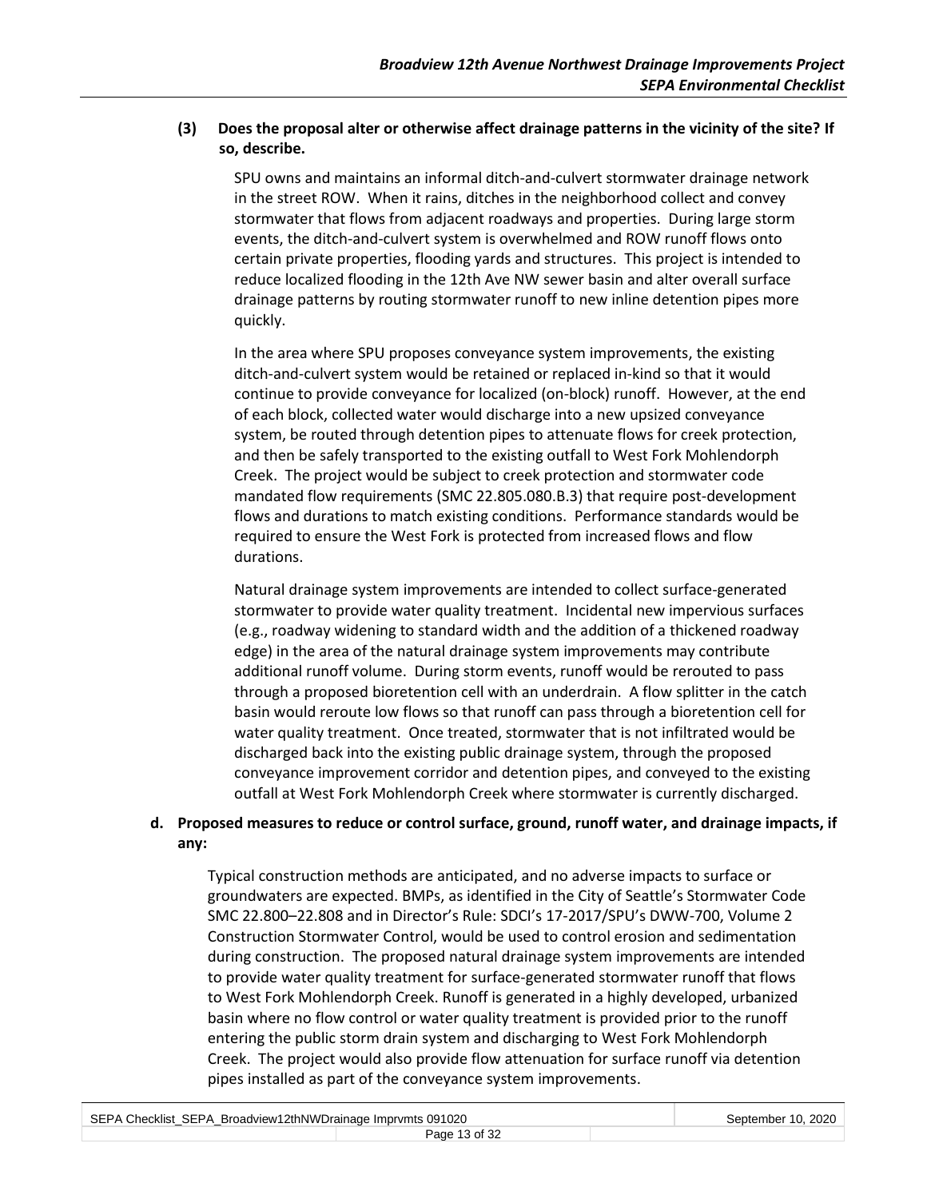**(3) Does the proposal alter or otherwise affect drainage patterns in the vicinity of the site? If so, describe.**

SPU owns and maintains an informal ditch-and-culvert stormwater drainage network in the street ROW. When it rains, ditches in the neighborhood collect and convey stormwater that flows from adjacent roadways and properties. During large storm events, the ditch-and-culvert system is overwhelmed and ROW runoff flows onto certain private properties, flooding yards and structures. This project is intended to reduce localized flooding in the 12th Ave NW sewer basin and alter overall surface drainage patterns by routing stormwater runoff to new inline detention pipes more quickly.

In the area where SPU proposes conveyance system improvements, the existing ditch-and-culvert system would be retained or replaced in-kind so that it would continue to provide conveyance for localized (on-block) runoff. However, at the end of each block, collected water would discharge into a new upsized conveyance system, be routed through detention pipes to attenuate flows for creek protection, and then be safely transported to the existing outfall to West Fork Mohlendorph Creek. The project would be subject to creek protection and stormwater code mandated flow requirements (SMC 22.805.080.B.3) that require post-development flows and durations to match existing conditions. Performance standards would be required to ensure the West Fork is protected from increased flows and flow durations.

Natural drainage system improvements are intended to collect surface-generated stormwater to provide water quality treatment. Incidental new impervious surfaces (e.g., roadway widening to standard width and the addition of a thickened roadway edge) in the area of the natural drainage system improvements may contribute additional runoff volume. During storm events, runoff would be rerouted to pass through a proposed bioretention cell with an underdrain. A flow splitter in the catch basin would reroute low flows so that runoff can pass through a bioretention cell for water quality treatment. Once treated, stormwater that is not infiltrated would be discharged back into the existing public drainage system, through the proposed conveyance improvement corridor and detention pipes, and conveyed to the existing outfall at West Fork Mohlendorph Creek where stormwater is currently discharged.

**d. Proposed measures to reduce or control surface, ground, runoff water, and drainage impacts, if any:**

Typical construction methods are anticipated, and no adverse impacts to surface or groundwaters are expected. BMPs, as identified in the City of Seattle's Stormwater Code SMC 22.800–22.808 and in Director's Rule: SDCI's 17-2017/SPU's DWW-700, Volume 2 Construction Stormwater Control, would be used to control erosion and sedimentation during construction. The proposed natural drainage system improvements are intended to provide water quality treatment for surface-generated stormwater runoff that flows to West Fork Mohlendorph Creek. Runoff is generated in a highly developed, urbanized basin where no flow control or water quality treatment is provided prior to the runoff entering the public storm drain system and discharging to West Fork Mohlendorph Creek. The project would also provide flow attenuation for surface runoff via detention pipes installed as part of the conveyance system improvements.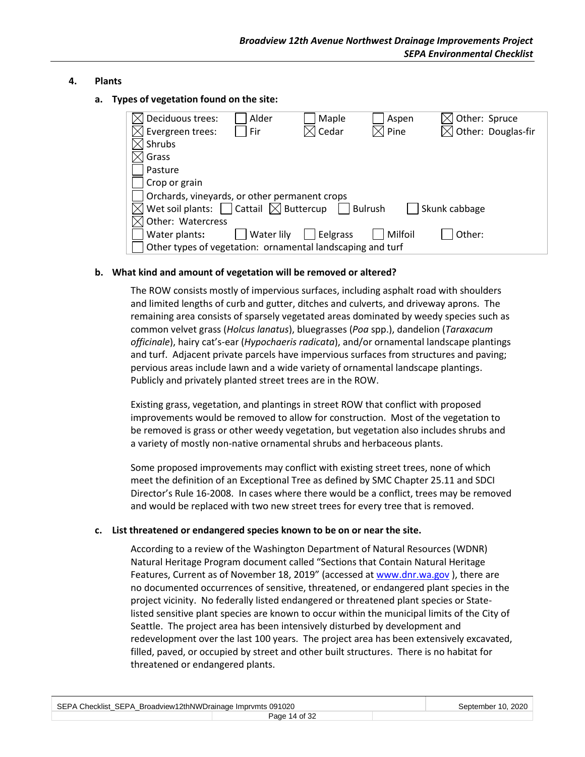## 4. Plants

### a. Types of vegetation found on the site:

| | | | | |
|---|---|---|---|---|
| ☒ Deciduous trees: | ☐ Alder | ☐ Maple | ☐ Aspen | ☒ Other: Spruce |
| ☒ Evergreen trees: | ☐ Fir | ☒ Cedar | ☒ Pine | ☒ Other: Douglas-fir |
| ☒ Shrubs | | | | |
| ☒ Grass | | | | |
| ☐ Pasture | | | | |
| ☐ Crop or grain | | | | |
| ☐ Orchards, vineyards, or other permanent crops | | | | |
| ☒ Wet soil plants: | ☐ Cattail | ☒ Buttercup | ☐ Bulrush | ☐ Skunk cabbage |
| ☒ Other: Watercress | | | | |
| ☐ Water plants: | ☐ Water lily | ☐ Eelgrass | ☐ Milfoil | ☐ Other: |
| ☐ Other types of vegetation: ornamental landscaping and turf | | | | |

### b. What kind and amount of vegetation will be removed or altered?

The ROW consists mostly of impervious surfaces, including asphalt road with shoulders and limited lengths of curb and gutter, ditches and culverts, and driveway aprons. The remaining area consists of sparsely vegetated areas dominated by weedy species such as common velvet grass (*Holcus lanatus*), bluegrasses (*Poa* spp.), dandelion (*Taraxacum officinale*), hairy cat's-ear (*Hypochaeris radicata*), and/or ornamental landscape plantings and turf. Adjacent private parcels have impervious surfaces from structures and paving; pervious areas include lawn and a wide variety of ornamental landscape plantings. Publicly and privately planted street trees are in the ROW.

Existing grass, vegetation, and plantings in street ROW that conflict with proposed improvements would be removed to allow for construction. Most of the vegetation to be removed is grass or other weedy vegetation, but vegetation also includes shrubs and a variety of mostly non-native ornamental shrubs and herbaceous plants.

Some proposed improvements may conflict with existing street trees, none of which meet the definition of an Exceptional Tree as defined by SMC Chapter 25.11 and SDCI Director's Rule 16-2008. In cases where there would be a conflict, trees may be removed and would be replaced with two new street trees for every tree that is removed.

### c. List threatened or endangered species known to be on or near the site.

According to a review of the Washington Department of Natural Resources (WDNR) Natural Heritage Program document called "Sections that Contain Natural Heritage Features, Current as of November 18, 2019" (accessed at www.dnr.wa.gov ), there are no documented occurrences of sensitive, threatened, or endangered plant species in the project vicinity. No federally listed endangered or threatened plant species or State-listed sensitive plant species are known to occur within the municipal limits of the City of Seattle. The project area has been intensively disturbed by development and redevelopment over the last 100 years. The project area has been extensively excavated, filled, paved, or occupied by street and other built structures. There is no habitat for threatened or endangered plants.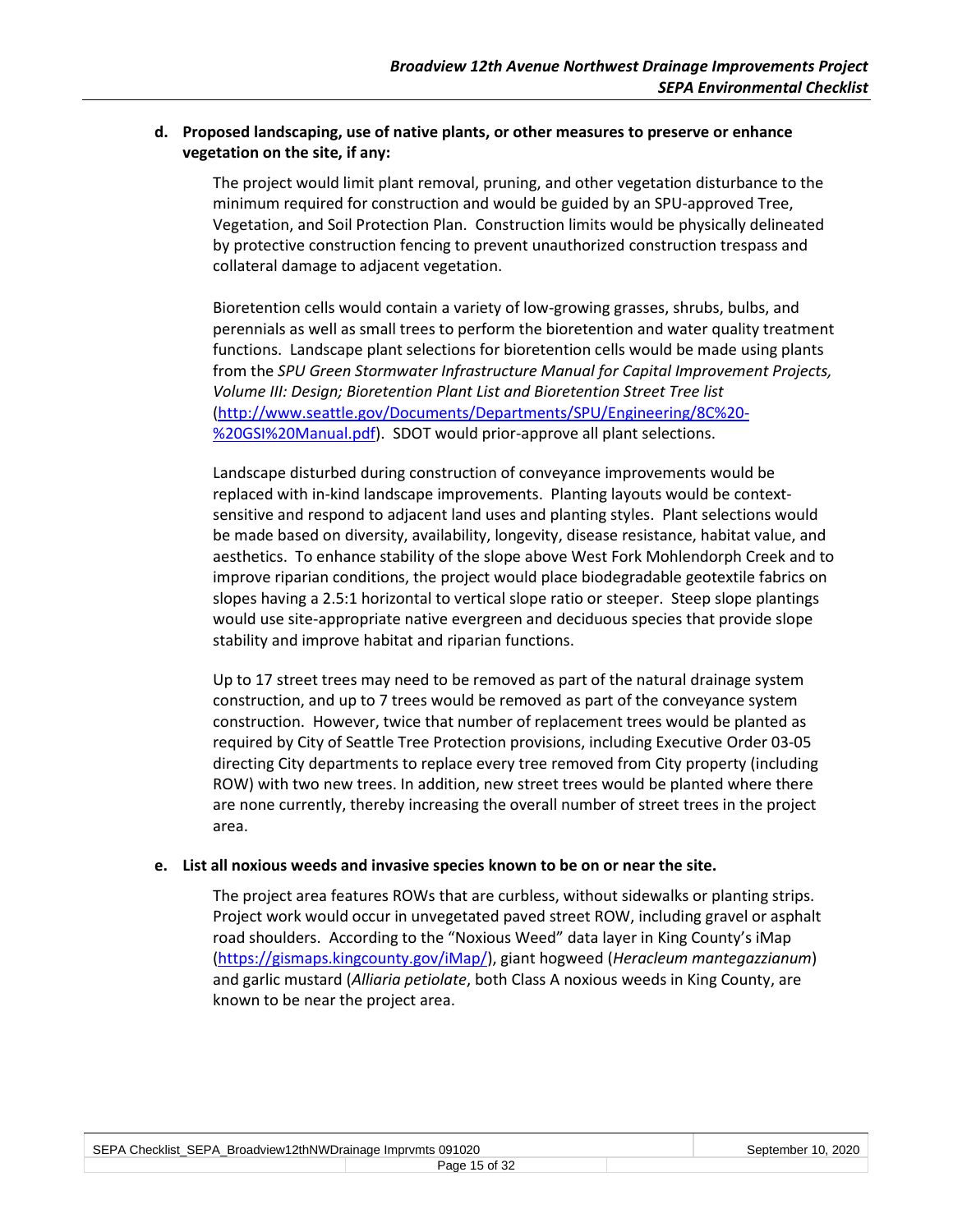**d. Proposed landscaping, use of native plants, or other measures to preserve or enhance vegetation on the site, if any:**

The project would limit plant removal, pruning, and other vegetation disturbance to the minimum required for construction and would be guided by an SPU-approved Tree, Vegetation, and Soil Protection Plan. Construction limits would be physically delineated by protective construction fencing to prevent unauthorized construction trespass and collateral damage to adjacent vegetation.

Bioretention cells would contain a variety of low-growing grasses, shrubs, bulbs, and perennials as well as small trees to perform the bioretention and water quality treatment functions. Landscape plant selections for bioretention cells would be made using plants from the *SPU Green Stormwater Infrastructure Manual for Capital Improvement Projects, Volume III: Design; Bioretention Plant List and Bioretention Street Tree list* (http://www.seattle.gov/Documents/Departments/SPU/Engineering/8C%20-%20GSI%20Manual.pdf). SDOT would prior-approve all plant selections.

Landscape disturbed during construction of conveyance improvements would be replaced with in-kind landscape improvements. Planting layouts would be context-sensitive and respond to adjacent land uses and planting styles. Plant selections would be made based on diversity, availability, longevity, disease resistance, habitat value, and aesthetics. To enhance stability of the slope above West Fork Mohlendorph Creek and to improve riparian conditions, the project would place biodegradable geotextile fabrics on slopes having a 2.5:1 horizontal to vertical slope ratio or steeper. Steep slope plantings would use site-appropriate native evergreen and deciduous species that provide slope stability and improve habitat and riparian functions.

Up to 17 street trees may need to be removed as part of the natural drainage system construction, and up to 7 trees would be removed as part of the conveyance system construction. However, twice that number of replacement trees would be planted as required by City of Seattle Tree Protection provisions, including Executive Order 03-05 directing City departments to replace every tree removed from City property (including ROW) with two new trees. In addition, new street trees would be planted where there are none currently, thereby increasing the overall number of street trees in the project area.

**e. List all noxious weeds and invasive species known to be on or near the site.**

The project area features ROWs that are curbless, without sidewalks or planting strips. Project work would occur in unvegetated paved street ROW, including gravel or asphalt road shoulders. According to the "Noxious Weed" data layer in King County's iMap (https://gismaps.kingcounty.gov/iMap/), giant hogweed (*Heracleum mantegazzianum*) and garlic mustard (*Alliaria petiolate*, both Class A noxious weeds in King County, are known to be near the project area.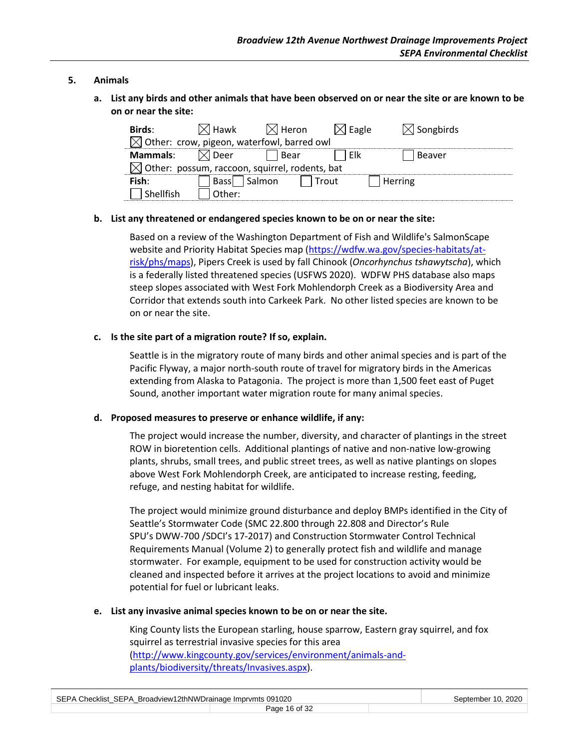### 5. Animals

**a. List any birds and other animals that have been observed on or near the site or are known to be on or near the site:**

| | | | | |
|---|---|---|---|---|
| **Birds**: | ☒ Hawk | ☒ Heron | ☒ Eagle | ☒ Songbirds |
| ☒ Other: crow, pigeon, waterfowl, barred owl | | | | |
| **Mammals**: | ☒ Deer | ☐ Bear | ☐ Elk | ☐ Beaver |
| ☒ Other: possum, raccoon, squirrel, rodents, bat | | | | |
| **Fish**: | ☐ Bass | ☐ Salmon | ☐ Trout | ☐ Herring |
| ☐ Shellfish | ☐ Other: | | | |

**b. List any threatened or endangered species known to be on or near the site:**

Based on a review of the Washington Department of Fish and Wildlife's SalmonScape website and Priority Habitat Species map (https://wdfw.wa.gov/species-habitats/at-risk/phs/maps), Pipers Creek is used by fall Chinook (*Oncorhynchus tshawytscha*), which is a federally listed threatened species (USFWS 2020). WDFW PHS database also maps steep slopes associated with West Fork Mohlendorph Creek as a Biodiversity Area and Corridor that extends south into Carkeek Park. No other listed species are known to be on or near the site.

**c. Is the site part of a migration route? If so, explain.**

Seattle is in the migratory route of many birds and other animal species and is part of the Pacific Flyway, a major north-south route of travel for migratory birds in the Americas extending from Alaska to Patagonia. The project is more than 1,500 feet east of Puget Sound, another important water migration route for many animal species.

**d. Proposed measures to preserve or enhance wildlife, if any:**

The project would increase the number, diversity, and character of plantings in the street ROW in bioretention cells. Additional plantings of native and non-native low-growing plants, shrubs, small trees, and public street trees, as well as native plantings on slopes above West Fork Mohlendorph Creek, are anticipated to increase resting, feeding, refuge, and nesting habitat for wildlife.

The project would minimize ground disturbance and deploy BMPs identified in the City of Seattle's Stormwater Code (SMC 22.800 through 22.808 and Director's Rule SPU's DWW-700 /SDCI's 17-2017) and Construction Stormwater Control Technical Requirements Manual (Volume 2) to generally protect fish and wildlife and manage stormwater. For example, equipment to be used for construction activity would be cleaned and inspected before it arrives at the project locations to avoid and minimize potential for fuel or lubricant leaks.

**e. List any invasive animal species known to be on or near the site.**

King County lists the European starling, house sparrow, Eastern gray squirrel, and fox squirrel as terrestrial invasive species for this area (http://www.kingcounty.gov/services/environment/animals-and-plants/biodiversity/threats/Invasives.aspx).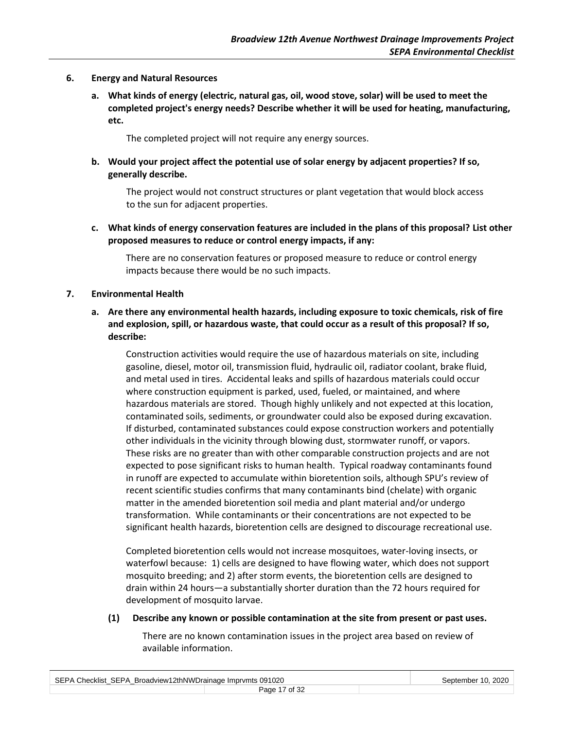## 6. Energy and Natural Resources

**a. What kinds of energy (electric, natural gas, oil, wood stove, solar) will be used to meet the completed project's energy needs? Describe whether it will be used for heating, manufacturing, etc.**

The completed project will not require any energy sources.

**b. Would your project affect the potential use of solar energy by adjacent properties? If so, generally describe.**

The project would not construct structures or plant vegetation that would block access to the sun for adjacent properties.

**c. What kinds of energy conservation features are included in the plans of this proposal? List other proposed measures to reduce or control energy impacts, if any:**

There are no conservation features or proposed measure to reduce or control energy impacts because there would be no such impacts.

## 7. Environmental Health

**a. Are there any environmental health hazards, including exposure to toxic chemicals, risk of fire and explosion, spill, or hazardous waste, that could occur as a result of this proposal? If so, describe:**

Construction activities would require the use of hazardous materials on site, including gasoline, diesel, motor oil, transmission fluid, hydraulic oil, radiator coolant, brake fluid, and metal used in tires. Accidental leaks and spills of hazardous materials could occur where construction equipment is parked, used, fueled, or maintained, and where hazardous materials are stored. Though highly unlikely and not expected at this location, contaminated soils, sediments, or groundwater could also be exposed during excavation. If disturbed, contaminated substances could expose construction workers and potentially other individuals in the vicinity through blowing dust, stormwater runoff, or vapors. These risks are no greater than with other comparable construction projects and are not expected to pose significant risks to human health. Typical roadway contaminants found in runoff are expected to accumulate within bioretention soils, although SPU's review of recent scientific studies confirms that many contaminants bind (chelate) with organic matter in the amended bioretention soil media and plant material and/or undergo transformation. While contaminants or their concentrations are not expected to be significant health hazards, bioretention cells are designed to discourage recreational use.

Completed bioretention cells would not increase mosquitoes, water-loving insects, or waterfowl because: 1) cells are designed to have flowing water, which does not support mosquito breeding; and 2) after storm events, the bioretention cells are designed to drain within 24 hours—a substantially shorter duration than the 72 hours required for development of mosquito larvae.

**(1) Describe any known or possible contamination at the site from present or past uses.**

There are no known contamination issues in the project area based on review of available information.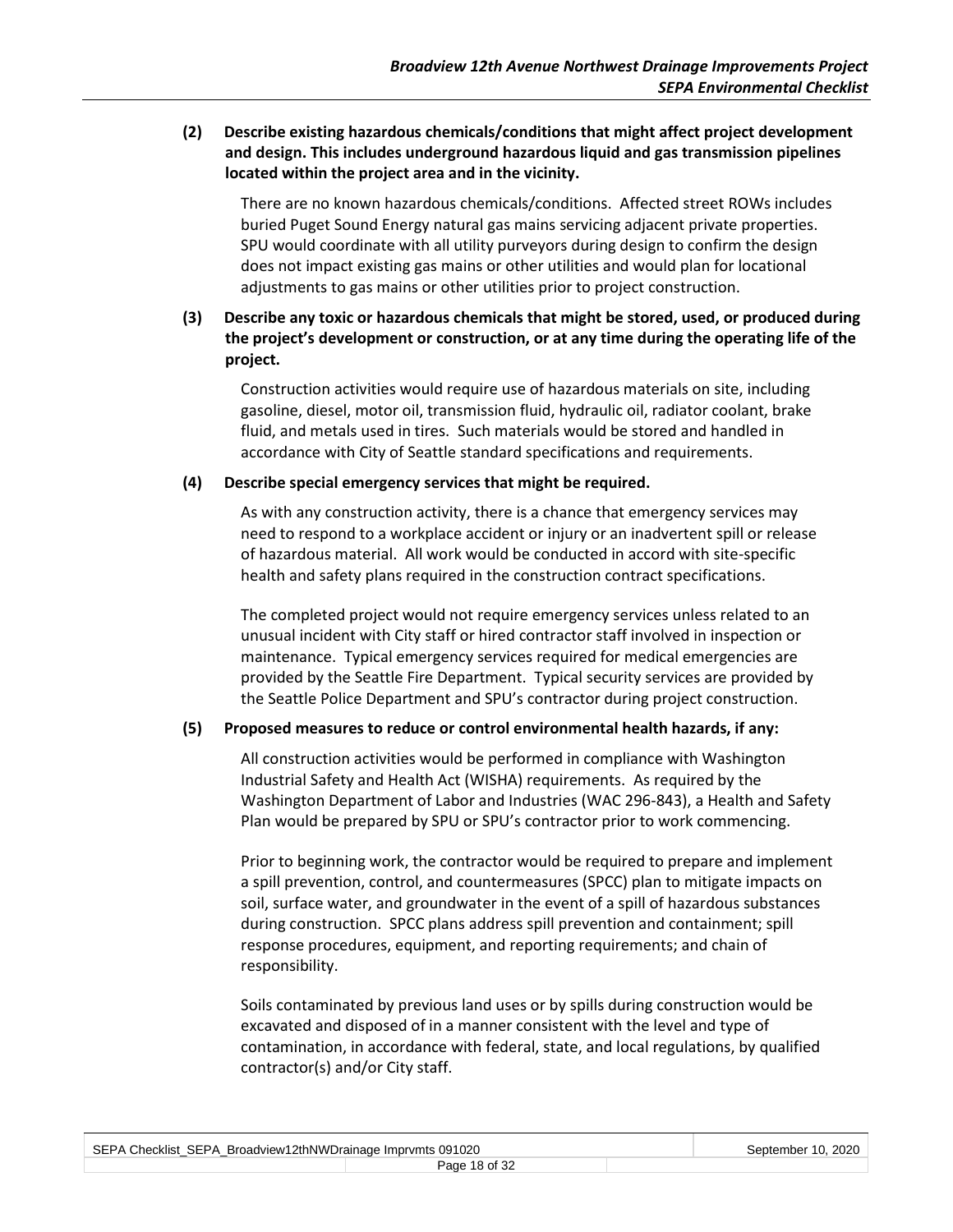**(2) Describe existing hazardous chemicals/conditions that might affect project development and design. This includes underground hazardous liquid and gas transmission pipelines located within the project area and in the vicinity.**

There are no known hazardous chemicals/conditions. Affected street ROWs includes buried Puget Sound Energy natural gas mains servicing adjacent private properties. SPU would coordinate with all utility purveyors during design to confirm the design does not impact existing gas mains or other utilities and would plan for locational adjustments to gas mains or other utilities prior to project construction.

**(3) Describe any toxic or hazardous chemicals that might be stored, used, or produced during the project's development or construction, or at any time during the operating life of the project.**

Construction activities would require use of hazardous materials on site, including gasoline, diesel, motor oil, transmission fluid, hydraulic oil, radiator coolant, brake fluid, and metals used in tires. Such materials would be stored and handled in accordance with City of Seattle standard specifications and requirements.

**(4) Describe special emergency services that might be required.**

As with any construction activity, there is a chance that emergency services may need to respond to a workplace accident or injury or an inadvertent spill or release of hazardous material. All work would be conducted in accord with site-specific health and safety plans required in the construction contract specifications.

The completed project would not require emergency services unless related to an unusual incident with City staff or hired contractor staff involved in inspection or maintenance. Typical emergency services required for medical emergencies are provided by the Seattle Fire Department. Typical security services are provided by the Seattle Police Department and SPU's contractor during project construction.

**(5) Proposed measures to reduce or control environmental health hazards, if any:**

All construction activities would be performed in compliance with Washington Industrial Safety and Health Act (WISHA) requirements. As required by the Washington Department of Labor and Industries (WAC 296-843), a Health and Safety Plan would be prepared by SPU or SPU's contractor prior to work commencing.

Prior to beginning work, the contractor would be required to prepare and implement a spill prevention, control, and countermeasures (SPCC) plan to mitigate impacts on soil, surface water, and groundwater in the event of a spill of hazardous substances during construction. SPCC plans address spill prevention and containment; spill response procedures, equipment, and reporting requirements; and chain of responsibility.

Soils contaminated by previous land uses or by spills during construction would be excavated and disposed of in a manner consistent with the level and type of contamination, in accordance with federal, state, and local regulations, by qualified contractor(s) and/or City staff.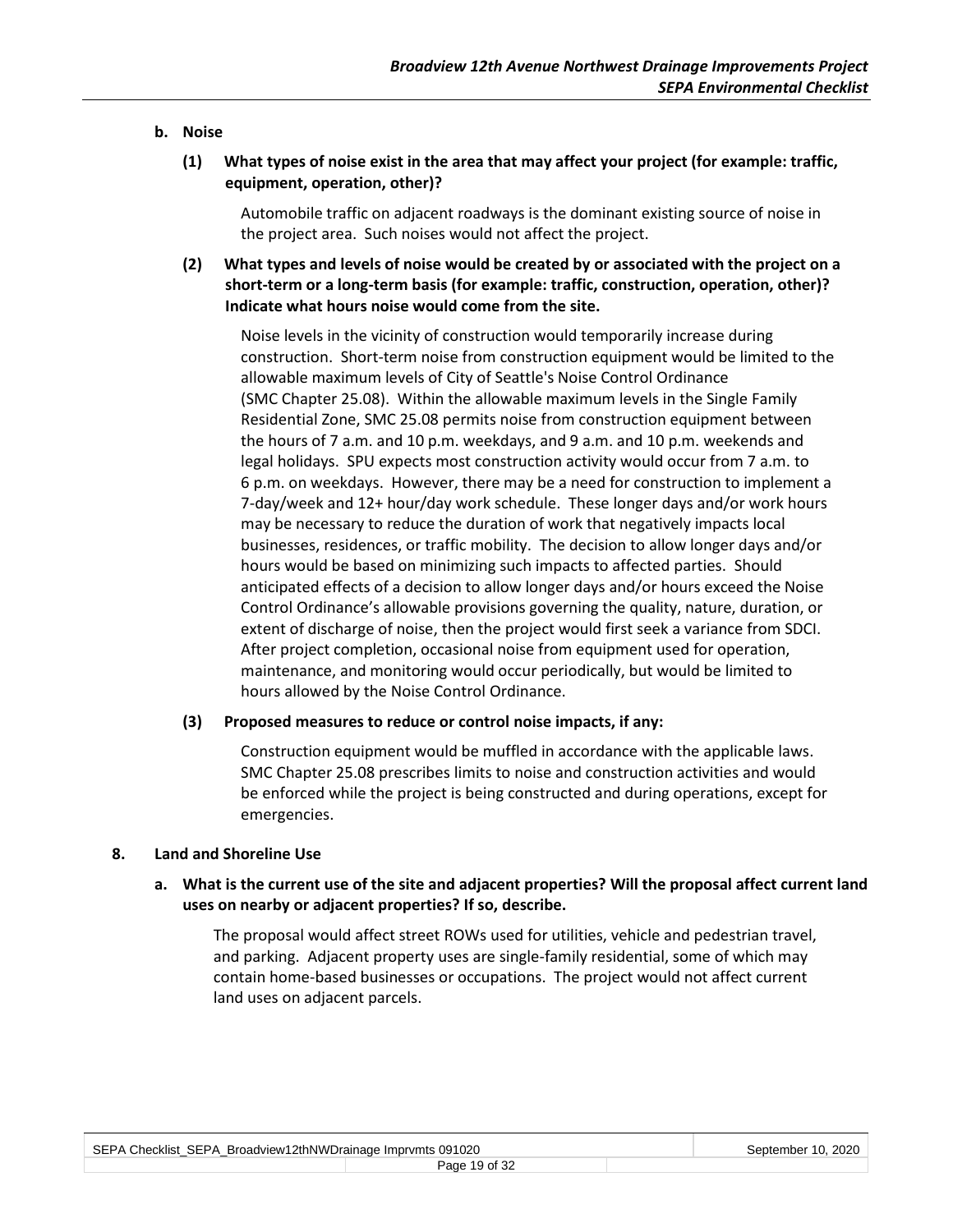**b. Noise**

**(1) What types of noise exist in the area that may affect your project (for example: traffic, equipment, operation, other)?**

Automobile traffic on adjacent roadways is the dominant existing source of noise in the project area. Such noises would not affect the project.

**(2) What types and levels of noise would be created by or associated with the project on a short-term or a long-term basis (for example: traffic, construction, operation, other)? Indicate what hours noise would come from the site.**

Noise levels in the vicinity of construction would temporarily increase during construction. Short-term noise from construction equipment would be limited to the allowable maximum levels of City of Seattle's Noise Control Ordinance (SMC Chapter 25.08). Within the allowable maximum levels in the Single Family Residential Zone, SMC 25.08 permits noise from construction equipment between the hours of 7 a.m. and 10 p.m. weekdays, and 9 a.m. and 10 p.m. weekends and legal holidays. SPU expects most construction activity would occur from 7 a.m. to 6 p.m. on weekdays. However, there may be a need for construction to implement a 7-day/week and 12+ hour/day work schedule. These longer days and/or work hours may be necessary to reduce the duration of work that negatively impacts local businesses, residences, or traffic mobility. The decision to allow longer days and/or hours would be based on minimizing such impacts to affected parties. Should anticipated effects of a decision to allow longer days and/or hours exceed the Noise Control Ordinance's allowable provisions governing the quality, nature, duration, or extent of discharge of noise, then the project would first seek a variance from SDCI. After project completion, occasional noise from equipment used for operation, maintenance, and monitoring would occur periodically, but would be limited to hours allowed by the Noise Control Ordinance.

**(3) Proposed measures to reduce or control noise impacts, if any:**

Construction equipment would be muffled in accordance with the applicable laws. SMC Chapter 25.08 prescribes limits to noise and construction activities and would be enforced while the project is being constructed and during operations, except for emergencies.

## 8. Land and Shoreline Use

**a. What is the current use of the site and adjacent properties? Will the proposal affect current land uses on nearby or adjacent properties? If so, describe.**

The proposal would affect street ROWs used for utilities, vehicle and pedestrian travel, and parking. Adjacent property uses are single-family residential, some of which may contain home-based businesses or occupations. The project would not affect current land uses on adjacent parcels.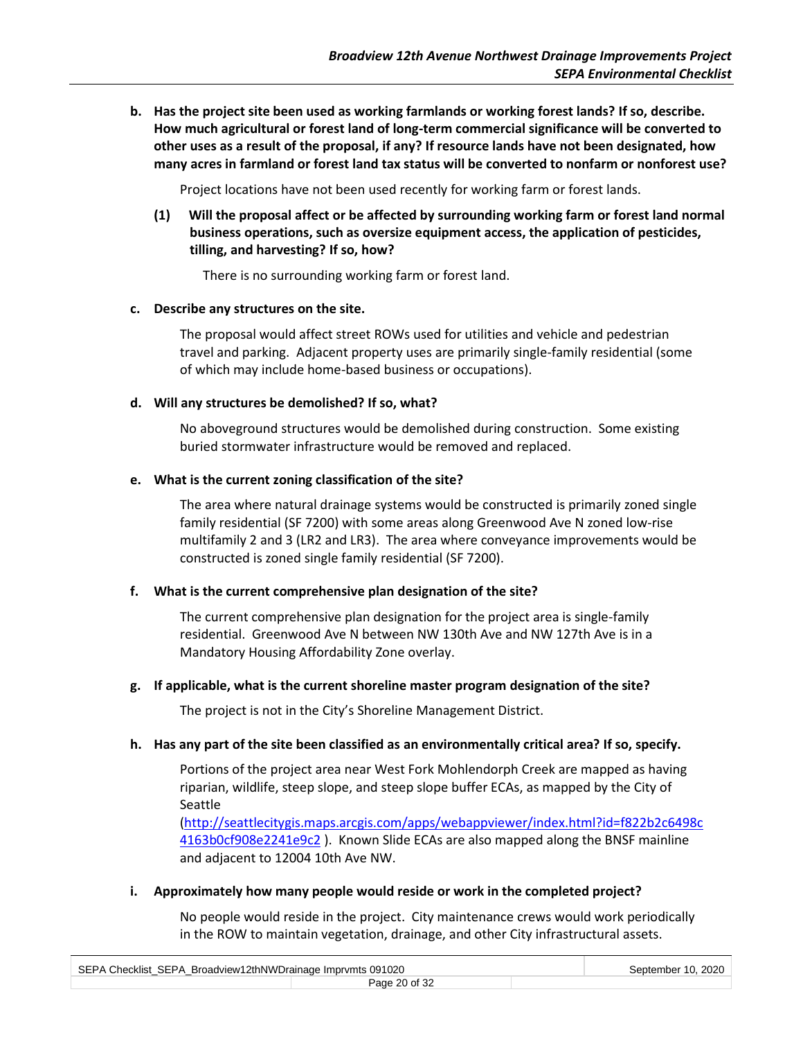**b. Has the project site been used as working farmlands or working forest lands? If so, describe. How much agricultural or forest land of long-term commercial significance will be converted to other uses as a result of the proposal, if any? If resource lands have not been designated, how many acres in farmland or forest land tax status will be converted to nonfarm or nonforest use?**

Project locations have not been used recently for working farm or forest lands.

**(1) Will the proposal affect or be affected by surrounding working farm or forest land normal business operations, such as oversize equipment access, the application of pesticides, tilling, and harvesting? If so, how?**

There is no surrounding working farm or forest land.

**c. Describe any structures on the site.**

The proposal would affect street ROWs used for utilities and vehicle and pedestrian travel and parking. Adjacent property uses are primarily single-family residential (some of which may include home-based business or occupations).

**d. Will any structures be demolished? If so, what?**

No aboveground structures would be demolished during construction. Some existing buried stormwater infrastructure would be removed and replaced.

**e. What is the current zoning classification of the site?**

The area where natural drainage systems would be constructed is primarily zoned single family residential (SF 7200) with some areas along Greenwood Ave N zoned low-rise multifamily 2 and 3 (LR2 and LR3). The area where conveyance improvements would be constructed is zoned single family residential (SF 7200).

**f. What is the current comprehensive plan designation of the site?**

The current comprehensive plan designation for the project area is single-family residential. Greenwood Ave N between NW 130th Ave and NW 127th Ave is in a Mandatory Housing Affordability Zone overlay.

**g. If applicable, what is the current shoreline master program designation of the site?**

The project is not in the City's Shoreline Management District.

**h. Has any part of the site been classified as an environmentally critical area? If so, specify.**

Portions of the project area near West Fork Mohlendorph Creek are mapped as having riparian, wildlife, steep slope, and steep slope buffer ECAs, as mapped by the City of Seattle (http://seattlecitygis.maps.arcgis.com/apps/webappviewer/index.html?id=f822b2c6498c4163b0cf908e2241e9c2 ). Known Slide ECAs are also mapped along the BNSF mainline and adjacent to 12004 10th Ave NW.

**i. Approximately how many people would reside or work in the completed project?**

No people would reside in the project. City maintenance crews would work periodically in the ROW to maintain vegetation, drainage, and other City infrastructural assets.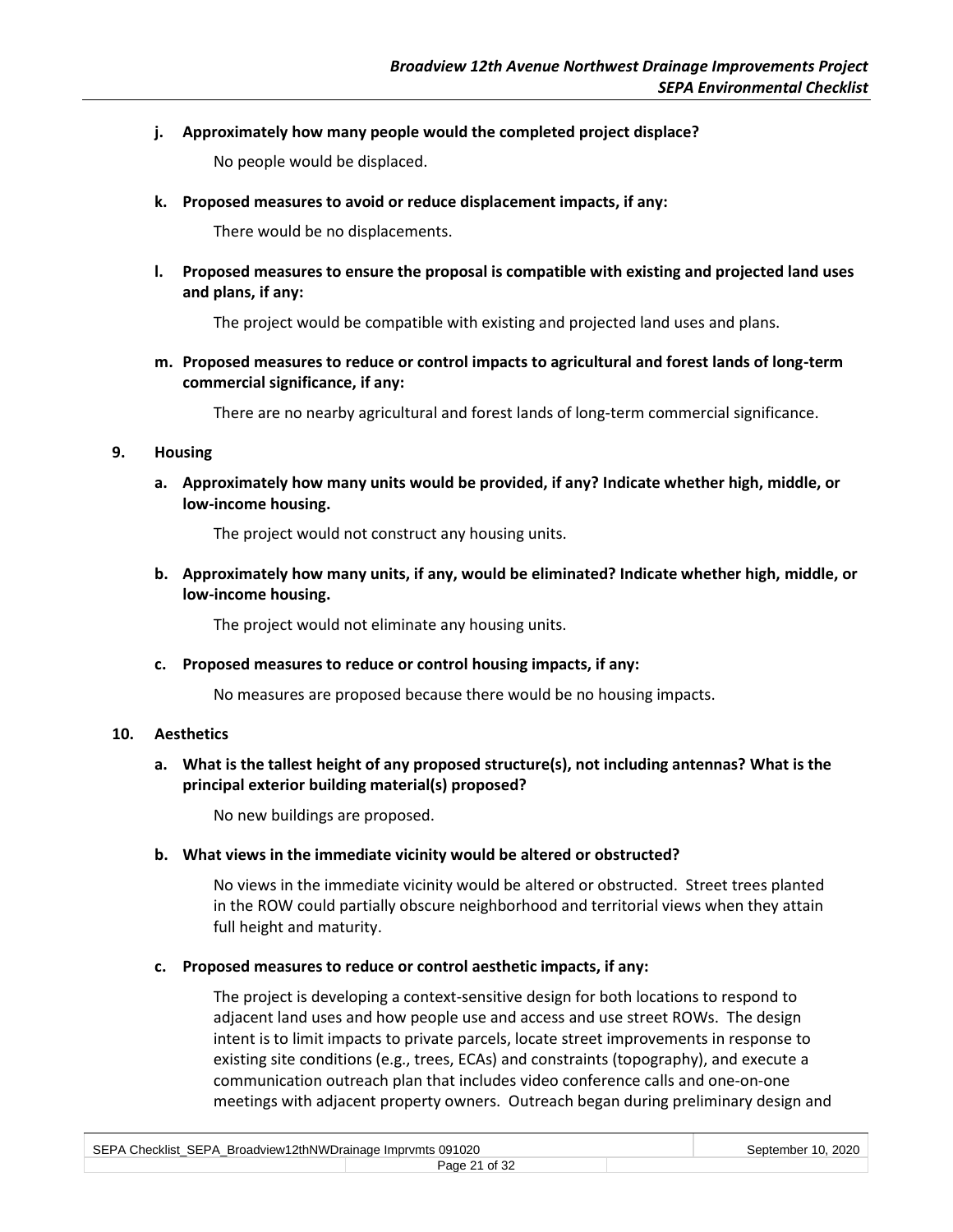**j. Approximately how many people would the completed project displace?**

No people would be displaced.

**k. Proposed measures to avoid or reduce displacement impacts, if any:**

There would be no displacements.

**l. Proposed measures to ensure the proposal is compatible with existing and projected land uses and plans, if any:**

The project would be compatible with existing and projected land uses and plans.

**m. Proposed measures to reduce or control impacts to agricultural and forest lands of long-term commercial significance, if any:**

There are no nearby agricultural and forest lands of long-term commercial significance.

## 9. Housing

**a. Approximately how many units would be provided, if any? Indicate whether high, middle, or low-income housing.**

The project would not construct any housing units.

**b. Approximately how many units, if any, would be eliminated? Indicate whether high, middle, or low-income housing.**

The project would not eliminate any housing units.

**c. Proposed measures to reduce or control housing impacts, if any:**

No measures are proposed because there would be no housing impacts.

## 10. Aesthetics

**a. What is the tallest height of any proposed structure(s), not including antennas? What is the principal exterior building material(s) proposed?**

No new buildings are proposed.

**b. What views in the immediate vicinity would be altered or obstructed?**

No views in the immediate vicinity would be altered or obstructed. Street trees planted in the ROW could partially obscure neighborhood and territorial views when they attain full height and maturity.

**c. Proposed measures to reduce or control aesthetic impacts, if any:**

The project is developing a context-sensitive design for both locations to respond to adjacent land uses and how people use and access and use street ROWs. The design intent is to limit impacts to private parcels, locate street improvements in response to existing site conditions (e.g., trees, ECAs) and constraints (topography), and execute a communication outreach plan that includes video conference calls and one-on-one meetings with adjacent property owners. Outreach began during preliminary design and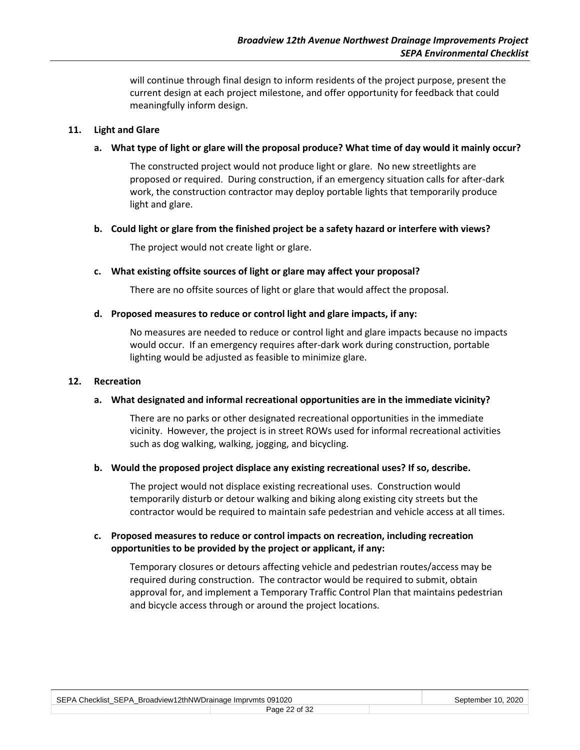will continue through final design to inform residents of the project purpose, present the current design at each project milestone, and offer opportunity for feedback that could meaningfully inform design.

## 11. Light and Glare

### a. What type of light or glare will the proposal produce? What time of day would it mainly occur?

The constructed project would not produce light or glare. No new streetlights are proposed or required. During construction, if an emergency situation calls for after-dark work, the construction contractor may deploy portable lights that temporarily produce light and glare.

### b. Could light or glare from the finished project be a safety hazard or interfere with views?

The project would not create light or glare.

### c. What existing offsite sources of light or glare may affect your proposal?

There are no offsite sources of light or glare that would affect the proposal.

### d. Proposed measures to reduce or control light and glare impacts, if any:

No measures are needed to reduce or control light and glare impacts because no impacts would occur. If an emergency requires after-dark work during construction, portable lighting would be adjusted as feasible to minimize glare.

## 12. Recreation

### a. What designated and informal recreational opportunities are in the immediate vicinity?

There are no parks or other designated recreational opportunities in the immediate vicinity. However, the project is in street ROWs used for informal recreational activities such as dog walking, walking, jogging, and bicycling.

### b. Would the proposed project displace any existing recreational uses? If so, describe.

The project would not displace existing recreational uses. Construction would temporarily disturb or detour walking and biking along existing city streets but the contractor would be required to maintain safe pedestrian and vehicle access at all times.

### c. Proposed measures to reduce or control impacts on recreation, including recreation opportunities to be provided by the project or applicant, if any:

Temporary closures or detours affecting vehicle and pedestrian routes/access may be required during construction. The contractor would be required to submit, obtain approval for, and implement a Temporary Traffic Control Plan that maintains pedestrian and bicycle access through or around the project locations.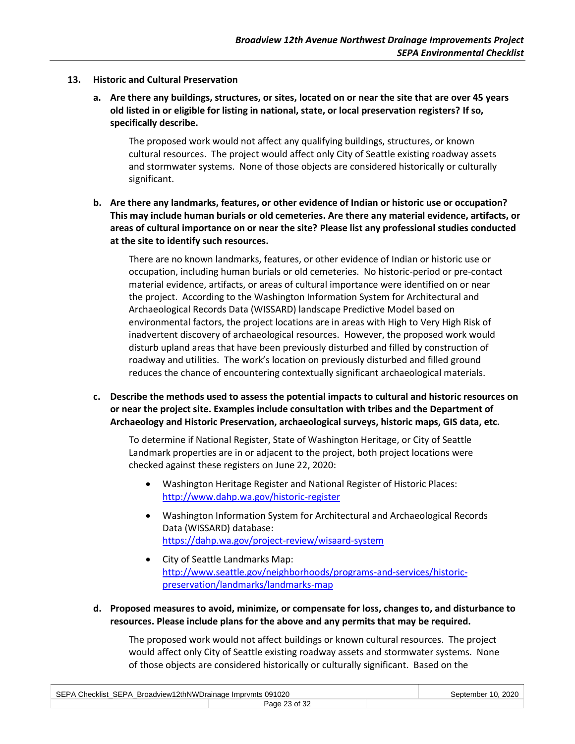## 13. Historic and Cultural Preservation

**a. Are there any buildings, structures, or sites, located on or near the site that are over 45 years old listed in or eligible for listing in national, state, or local preservation registers? If so, specifically describe.**

The proposed work would not affect any qualifying buildings, structures, or known cultural resources. The project would affect only City of Seattle existing roadway assets and stormwater systems. None of those objects are considered historically or culturally significant.

**b. Are there any landmarks, features, or other evidence of Indian or historic use or occupation? This may include human burials or old cemeteries. Are there any material evidence, artifacts, or areas of cultural importance on or near the site? Please list any professional studies conducted at the site to identify such resources.**

There are no known landmarks, features, or other evidence of Indian or historic use or occupation, including human burials or old cemeteries. No historic-period or pre-contact material evidence, artifacts, or areas of cultural importance were identified on or near the project. According to the Washington Information System for Architectural and Archaeological Records Data (WISSARD) landscape Predictive Model based on environmental factors, the project locations are in areas with High to Very High Risk of inadvertent discovery of archaeological resources. However, the proposed work would disturb upland areas that have been previously disturbed and filled by construction of roadway and utilities. The work's location on previously disturbed and filled ground reduces the chance of encountering contextually significant archaeological materials.

**c. Describe the methods used to assess the potential impacts to cultural and historic resources on or near the project site. Examples include consultation with tribes and the Department of Archaeology and Historic Preservation, archaeological surveys, historic maps, GIS data, etc.**

To determine if National Register, State of Washington Heritage, or City of Seattle Landmark properties are in or adjacent to the project, both project locations were checked against these registers on June 22, 2020:

- Washington Heritage Register and National Register of Historic Places: http://www.dahp.wa.gov/historic-register
- Washington Information System for Architectural and Archaeological Records Data (WISSARD) database: https://dahp.wa.gov/project-review/wisaard-system
- City of Seattle Landmarks Map: http://www.seattle.gov/neighborhoods/programs-and-services/historic-preservation/landmarks/landmarks-map

**d. Proposed measures to avoid, minimize, or compensate for loss, changes to, and disturbance to resources. Please include plans for the above and any permits that may be required.**

The proposed work would not affect buildings or known cultural resources. The project would affect only City of Seattle existing roadway assets and stormwater systems. None of those objects are considered historically or culturally significant. Based on the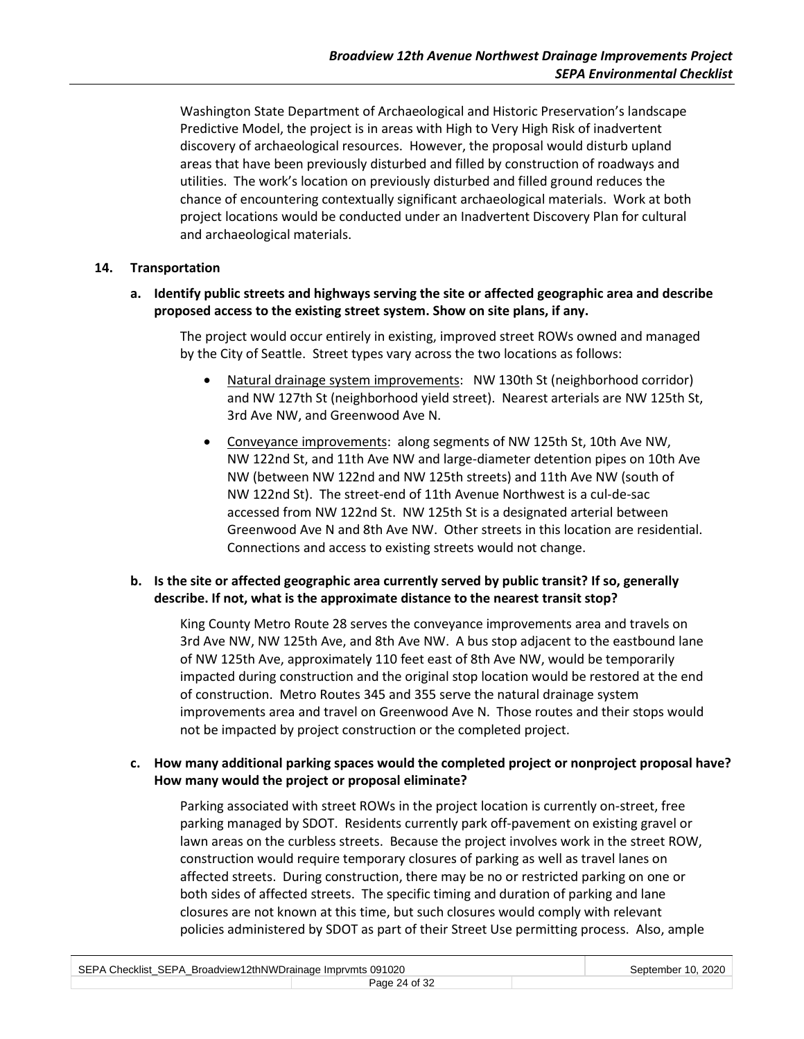Washington State Department of Archaeological and Historic Preservation's landscape Predictive Model, the project is in areas with High to Very High Risk of inadvertent discovery of archaeological resources. However, the proposal would disturb upland areas that have been previously disturbed and filled by construction of roadways and utilities. The work's location on previously disturbed and filled ground reduces the chance of encountering contextually significant archaeological materials. Work at both project locations would be conducted under an Inadvertent Discovery Plan for cultural and archaeological materials.

## 14. Transportation

**a. Identify public streets and highways serving the site or affected geographic area and describe proposed access to the existing street system. Show on site plans, if any.**

The project would occur entirely in existing, improved street ROWs owned and managed by the City of Seattle. Street types vary across the two locations as follows:

- Natural drainage system improvements: NW 130th St (neighborhood corridor) and NW 127th St (neighborhood yield street). Nearest arterials are NW 125th St, 3rd Ave NW, and Greenwood Ave N.
- Conveyance improvements: along segments of NW 125th St, 10th Ave NW, NW 122nd St, and 11th Ave NW and large-diameter detention pipes on 10th Ave NW (between NW 122nd and NW 125th streets) and 11th Ave NW (south of NW 122nd St). The street-end of 11th Avenue Northwest is a cul-de-sac accessed from NW 122nd St. NW 125th St is a designated arterial between Greenwood Ave N and 8th Ave NW. Other streets in this location are residential. Connections and access to existing streets would not change.

**b. Is the site or affected geographic area currently served by public transit? If so, generally describe. If not, what is the approximate distance to the nearest transit stop?**

King County Metro Route 28 serves the conveyance improvements area and travels on 3rd Ave NW, NW 125th Ave, and 8th Ave NW. A bus stop adjacent to the eastbound lane of NW 125th Ave, approximately 110 feet east of 8th Ave NW, would be temporarily impacted during construction and the original stop location would be restored at the end of construction. Metro Routes 345 and 355 serve the natural drainage system improvements area and travel on Greenwood Ave N. Those routes and their stops would not be impacted by project construction or the completed project.

**c. How many additional parking spaces would the completed project or nonproject proposal have? How many would the project or proposal eliminate?**

Parking associated with street ROWs in the project location is currently on-street, free parking managed by SDOT. Residents currently park off-pavement on existing gravel or lawn areas on the curbless streets. Because the project involves work in the street ROW, construction would require temporary closures of parking as well as travel lanes on affected streets. During construction, there may be no or restricted parking on one or both sides of affected streets. The specific timing and duration of parking and lane closures are not known at this time, but such closures would comply with relevant policies administered by SDOT as part of their Street Use permitting process. Also, ample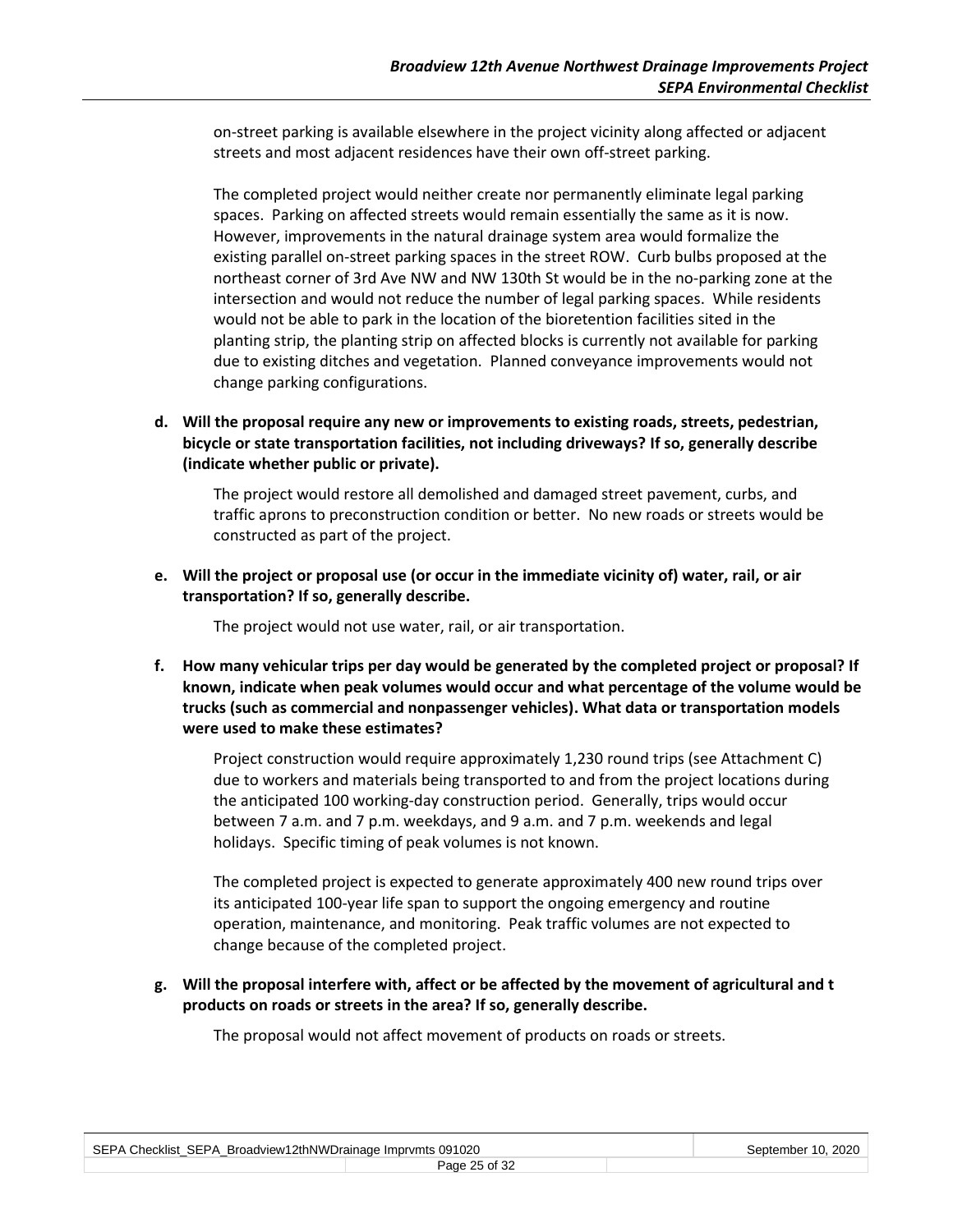on-street parking is available elsewhere in the project vicinity along affected or adjacent streets and most adjacent residences have their own off-street parking.

The completed project would neither create nor permanently eliminate legal parking spaces. Parking on affected streets would remain essentially the same as it is now. However, improvements in the natural drainage system area would formalize the existing parallel on-street parking spaces in the street ROW. Curb bulbs proposed at the northeast corner of 3rd Ave NW and NW 130th St would be in the no-parking zone at the intersection and would not reduce the number of legal parking spaces. While residents would not be able to park in the location of the bioretention facilities sited in the planting strip, the planting strip on affected blocks is currently not available for parking due to existing ditches and vegetation. Planned conveyance improvements would not change parking configurations.

**d. Will the proposal require any new or improvements to existing roads, streets, pedestrian, bicycle or state transportation facilities, not including driveways? If so, generally describe (indicate whether public or private).**

The project would restore all demolished and damaged street pavement, curbs, and traffic aprons to preconstruction condition or better. No new roads or streets would be constructed as part of the project.

**e. Will the project or proposal use (or occur in the immediate vicinity of) water, rail, or air transportation? If so, generally describe.**

The project would not use water, rail, or air transportation.

**f. How many vehicular trips per day would be generated by the completed project or proposal? If known, indicate when peak volumes would occur and what percentage of the volume would be trucks (such as commercial and nonpassenger vehicles). What data or transportation models were used to make these estimates?**

Project construction would require approximately 1,230 round trips (see Attachment C) due to workers and materials being transported to and from the project locations during the anticipated 100 working-day construction period. Generally, trips would occur between 7 a.m. and 7 p.m. weekdays, and 9 a.m. and 7 p.m. weekends and legal holidays. Specific timing of peak volumes is not known.

The completed project is expected to generate approximately 400 new round trips over its anticipated 100-year life span to support the ongoing emergency and routine operation, maintenance, and monitoring. Peak traffic volumes are not expected to change because of the completed project.

**g. Will the proposal interfere with, affect or be affected by the movement of agricultural and t products on roads or streets in the area? If so, generally describe.**

The proposal would not affect movement of products on roads or streets.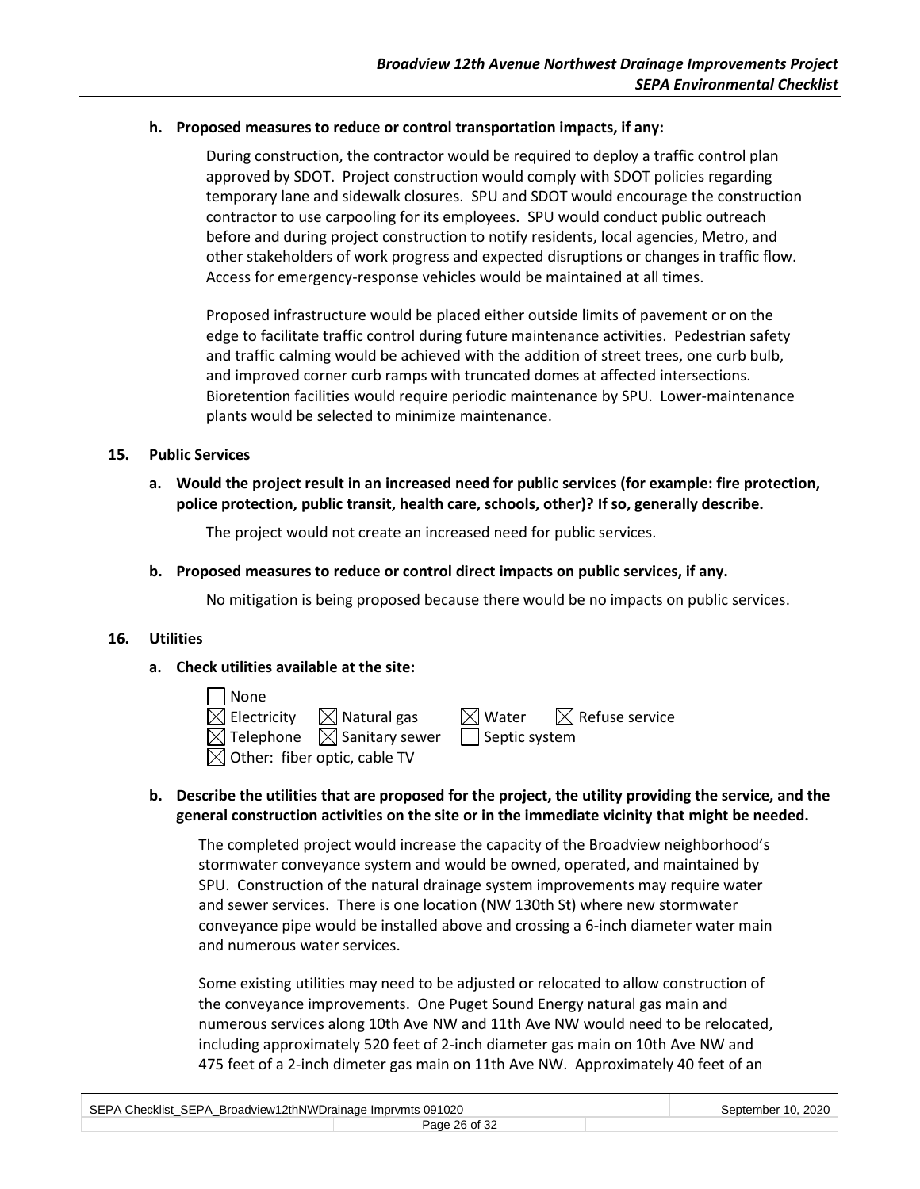**h. Proposed measures to reduce or control transportation impacts, if any:**

During construction, the contractor would be required to deploy a traffic control plan approved by SDOT. Project construction would comply with SDOT policies regarding temporary lane and sidewalk closures. SPU and SDOT would encourage the construction contractor to use carpooling for its employees. SPU would conduct public outreach before and during project construction to notify residents, local agencies, Metro, and other stakeholders of work progress and expected disruptions or changes in traffic flow. Access for emergency-response vehicles would be maintained at all times.

Proposed infrastructure would be placed either outside limits of pavement or on the edge to facilitate traffic control during future maintenance activities. Pedestrian safety and traffic calming would be achieved with the addition of street trees, one curb bulb, and improved corner curb ramps with truncated domes at affected intersections. Bioretention facilities would require periodic maintenance by SPU. Lower-maintenance plants would be selected to minimize maintenance.

## 15. Public Services

**a. Would the project result in an increased need for public services (for example: fire protection, police protection, public transit, health care, schools, other)? If so, generally describe.**

The project would not create an increased need for public services.

**b. Proposed measures to reduce or control direct impacts on public services, if any.**

No mitigation is being proposed because there would be no impacts on public services.

## 16. Utilities

**a. Check utilities available at the site:**

- ☐ None
- ☒ Electricity ☒ Natural gas ☒ Water ☒ Refuse service
- ☒ Telephone ☒ Sanitary sewer ☐ Septic system
- ☒ Other: fiber optic, cable TV

**b. Describe the utilities that are proposed for the project, the utility providing the service, and the general construction activities on the site or in the immediate vicinity that might be needed.**

The completed project would increase the capacity of the Broadview neighborhood's stormwater conveyance system and would be owned, operated, and maintained by SPU. Construction of the natural drainage system improvements may require water and sewer services. There is one location (NW 130th St) where new stormwater conveyance pipe would be installed above and crossing a 6-inch diameter water main and numerous water services.

Some existing utilities may need to be adjusted or relocated to allow construction of the conveyance improvements. One Puget Sound Energy natural gas main and numerous services along 10th Ave NW and 11th Ave NW would need to be relocated, including approximately 520 feet of 2-inch diameter gas main on 10th Ave NW and 475 feet of a 2-inch dimeter gas main on 11th Ave NW. Approximately 40 feet of an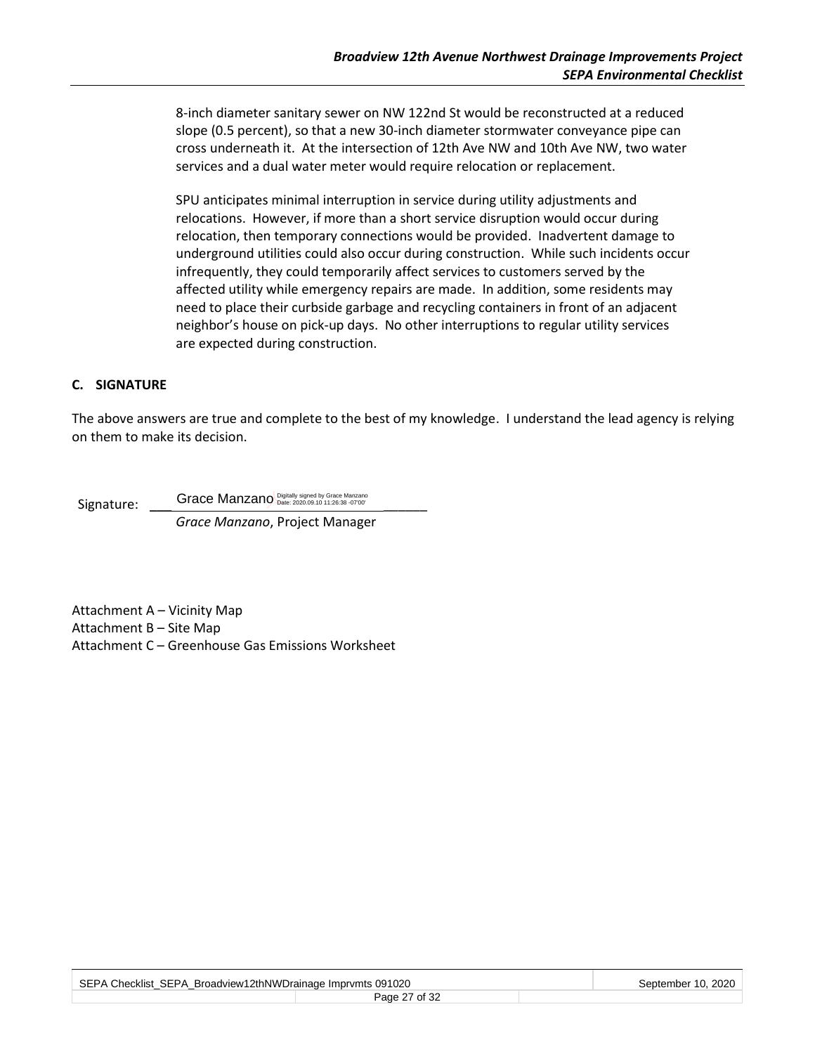8-inch diameter sanitary sewer on NW 122nd St would be reconstructed at a reduced slope (0.5 percent), so that a new 30-inch diameter stormwater conveyance pipe can cross underneath it. At the intersection of 12th Ave NW and 10th Ave NW, two water services and a dual water meter would require relocation or replacement.

SPU anticipates minimal interruption in service during utility adjustments and relocations. However, if more than a short service disruption would occur during relocation, then temporary connections would be provided. Inadvertent damage to underground utilities could also occur during construction. While such incidents occur infrequently, they could temporarily affect services to customers served by the affected utility while emergency repairs are made. In addition, some residents may need to place their curbside garbage and recycling containers in front of an adjacent neighbor's house on pick-up days. No other interruptions to regular utility services are expected during construction.

## C. SIGNATURE

The above answers are true and complete to the best of my knowledge. I understand the lead agency is relying on them to make its decision.

Signature: Grace Manzano Digitally signed by Grace Manzano Date: 2020.09.10 11:26:38 -07'00'

*Grace Manzano*, Project Manager

Attachment A – Vicinity Map
Attachment B – Site Map
Attachment C – Greenhouse Gas Emissions Worksheet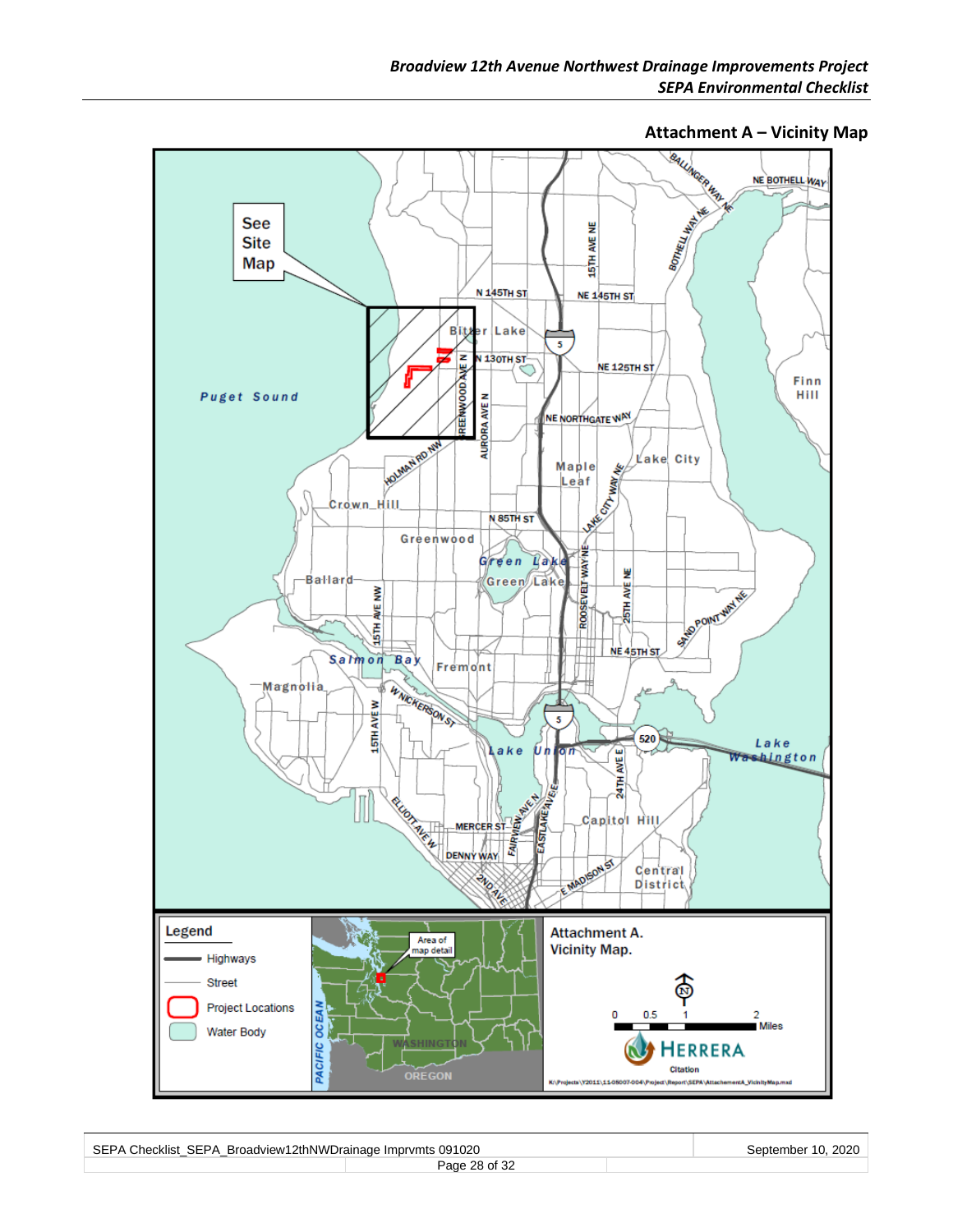## Attachment A – Vicinity Map

See Site Map

Puget Sound

Legend

- Highways
- Street
- Project Locations
- Water Body

Attachment A. Vicinity Map.

0 0.5 1 2 Miles

HERRERA

K:\Projects\Y2011\11-05007-004\Project\Report\SEPA\AttachementA_VicinityMap.mxd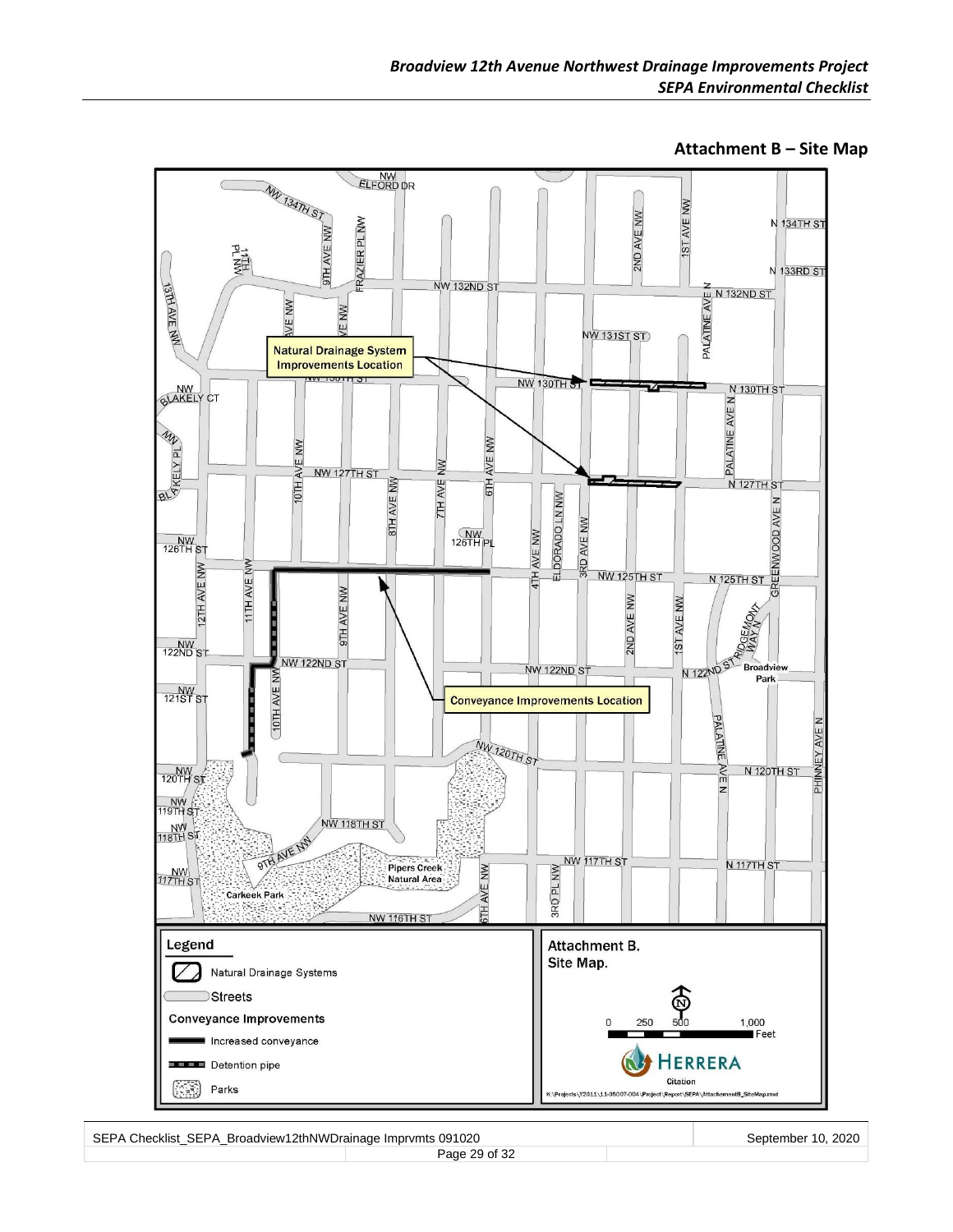## Attachment B – Site Map

Natural Drainage System Improvements Location

Conveyance Improvements Location

**Legend**

- Natural Drainage Systems
- Streets
- **Conveyance Improvements**
  - Increased conveyance
  - Detention pipe
- Parks

Attachment B.
Site Map.

0 250 500 1,000 Feet

HERRERA

Citation

K:\Projects\Y2011\11-05007-004\Project\Report\SEPA\AttachmentB_SiteMap.mxd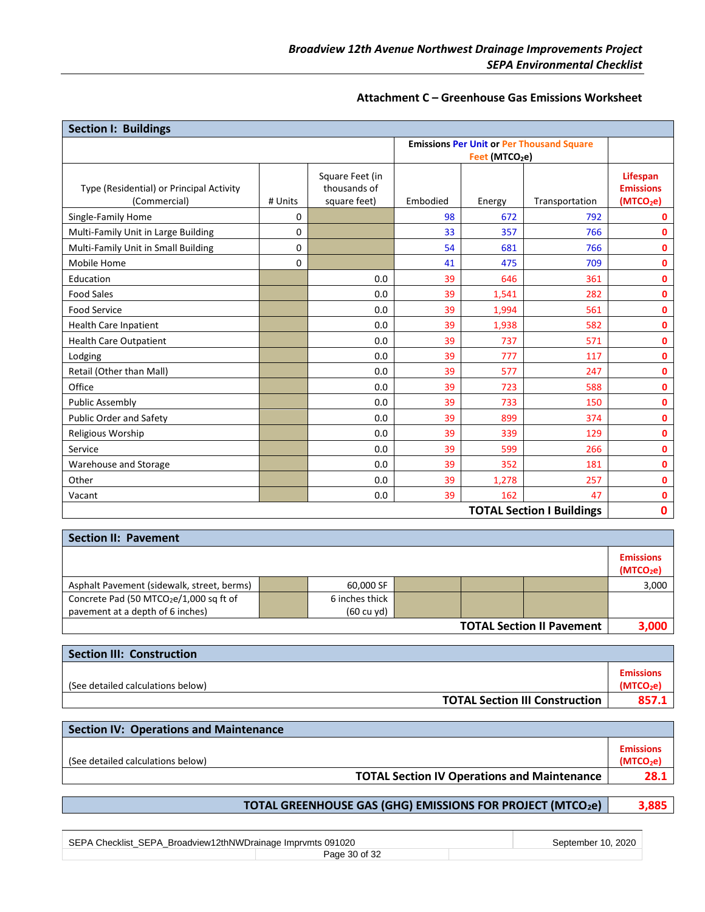### Attachment C – Greenhouse Gas Emissions Worksheet

| Section I: Buildings | | | | | | |
|---|---|---|---|---|---|---|
| | | | Emissions Per Unit or Per Thousand Square Feet ($MTCO_2e$) | | | |
| Type (Residential) or Principal Activity (Commercial) | # Units | Square Feet (in thousands of square feet) | Embodied | Energy | Transportation | Lifespan Emissions ($MTCO_2e$) |
| Single-Family Home | 0 | | 98 | 672 | 792 | 0 |
| Multi-Family Unit in Large Building | 0 | | 33 | 357 | 766 | 0 |
| Multi-Family Unit in Small Building | 0 | | 54 | 681 | 766 | 0 |
| Mobile Home | 0 | | 41 | 475 | 709 | 0 |
| Education | | 0.0 | 39 | 646 | 361 | 0 |
| Food Sales | | 0.0 | 39 | 1,541 | 282 | 0 |
| Food Service | | 0.0 | 39 | 1,994 | 561 | 0 |
| Health Care Inpatient | | 0.0 | 39 | 1,938 | 582 | 0 |
| Health Care Outpatient | | 0.0 | 39 | 737 | 571 | 0 |
| Lodging | | 0.0 | 39 | 777 | 117 | 0 |
| Retail (Other than Mall) | | 0.0 | 39 | 577 | 247 | 0 |
| Office | | 0.0 | 39 | 723 | 588 | 0 |
| Public Assembly | | 0.0 | 39 | 733 | 150 | 0 |
| Public Order and Safety | | 0.0 | 39 | 899 | 374 | 0 |
| Religious Worship | | 0.0 | 39 | 339 | 129 | 0 |
| Service | | 0.0 | 39 | 599 | 266 | 0 |
| Warehouse and Storage | | 0.0 | 39 | 352 | 181 | 0 |
| Other | | 0.0 | 39 | 1,278 | 257 | 0 |
| Vacant | | 0.0 | 39 | 162 | 47 | 0 |
| | | | | | **TOTAL Section I Buildings** | **0** |

| Section II: Pavement | | | | | | |
|---|---|---|---|---|---|---|
| | | | | | | Emissions ($MTCO_2e$) |
| Asphalt Pavement (sidewalk, street, berms) | | 60,000 SF | | | | 3,000 |
| Concrete Pad (50 $MTCO_2e$/1,000 sq ft of pavement at a depth of 6 inches) | | 6 inches thick (60 cu yd) | | | | |
| | | | | | **TOTAL Section II Pavement** | **3,000** |

| Section III: Construction | |
|---|---|
| (See detailed calculations below) | Emissions ($MTCO_2e$) |
| **TOTAL Section III Construction** | **857.1** |

| Section IV: Operations and Maintenance | |
|---|---|
| (See detailed calculations below) | Emissions ($MTCO_2e$) |
| **TOTAL Section IV Operations and Maintenance** | **28.1** |

| **TOTAL GREENHOUSE GAS (GHG) EMISSIONS FOR PROJECT ($MTCO_2e$)** | **3,885** |
|---|---|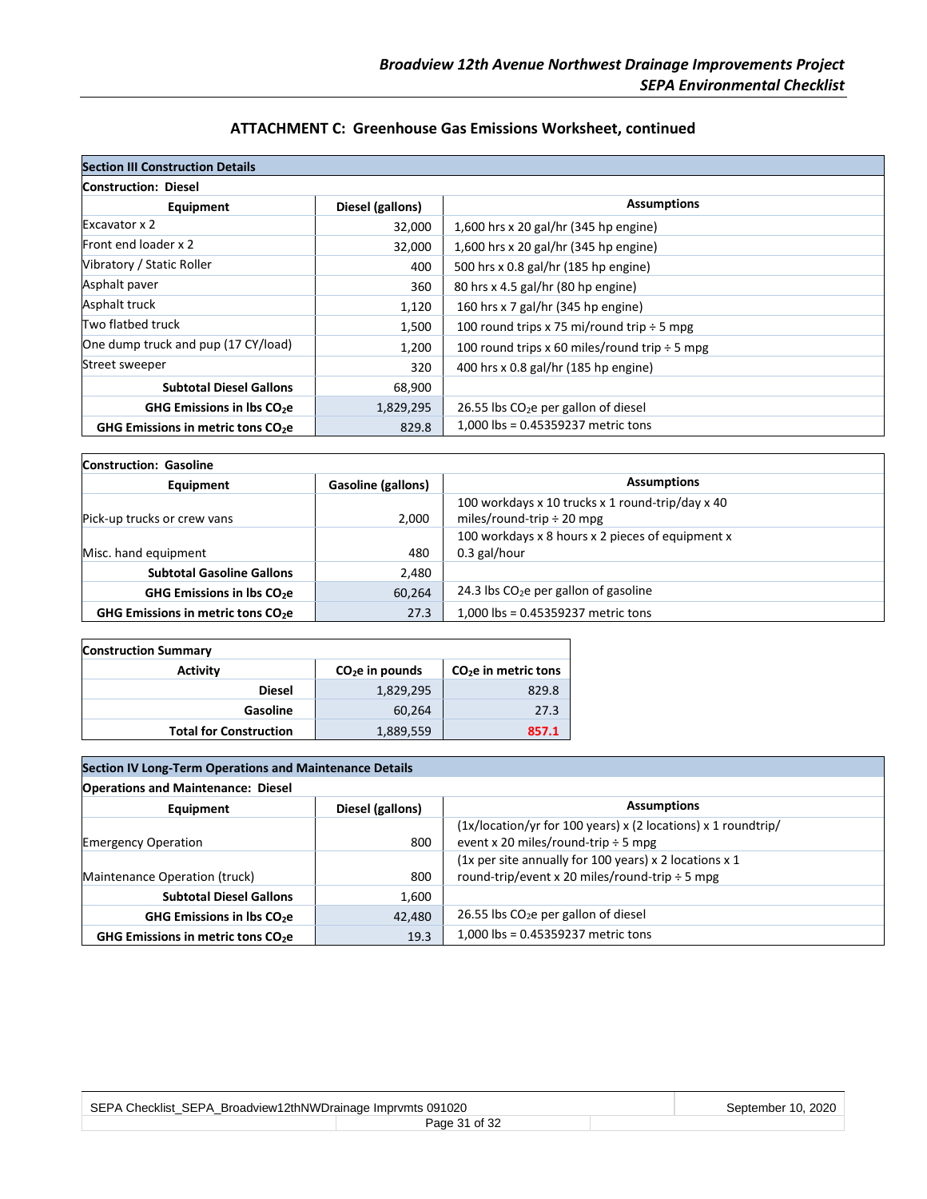## ATTACHMENT C: Greenhouse Gas Emissions Worksheet, continued

**Section III Construction Details**

**Construction: Diesel**

| Equipment | Diesel (gallons) | Assumptions |
|---|---|---|
| Excavator x 2 | 32,000 | 1,600 hrs x 20 gal/hr (345 hp engine) |
| Front end loader x 2 | 32,000 | 1,600 hrs x 20 gal/hr (345 hp engine) |
| Vibratory / Static Roller | 400 | 500 hrs x 0.8 gal/hr (185 hp engine) |
| Asphalt paver | 360 | 80 hrs x 4.5 gal/hr (80 hp engine) |
| Asphalt truck | 1,120 | 160 hrs x 7 gal/hr (345 hp engine) |
| Two flatbed truck | 1,500 | 100 round trips x 75 mi/round trip ÷ 5 mpg |
| One dump truck and pup (17 CY/load) | 1,200 | 100 round trips x 60 miles/round trip ÷ 5 mpg |
| Street sweeper | 320 | 400 hrs x 0.8 gal/hr (185 hp engine) |
| **Subtotal Diesel Gallons** | 68,900 | |
| **GHG Emissions in lbs $CO_2e$** | 1,829,295 | 26.55 lbs $CO_2e$ per gallon of diesel |
| **GHG Emissions in metric tons $CO_2e$** | 829.8 | 1,000 lbs = 0.45359237 metric tons |

**Construction: Gasoline**

| Equipment | Gasoline (gallons) | Assumptions |
|---|---|---|
| Pick-up trucks or crew vans | 2,000 | 100 workdays x 10 trucks x 1 round-trip/day x 40 miles/round-trip ÷ 20 mpg |
| Misc. hand equipment | 480 | 100 workdays x 8 hours x 2 pieces of equipment x 0.3 gal/hour |
| **Subtotal Gasoline Gallons** | 2,480 | |
| **GHG Emissions in lbs $CO_2e$** | 60,264 | 24.3 lbs $CO_2e$ per gallon of gasoline |
| **GHG Emissions in metric tons $CO_2e$** | 27.3 | 1,000 lbs = 0.45359237 metric tons |

**Construction Summary**

| Activity | $CO_2e$ in pounds | $CO_2e$ in metric tons |
|---|---|---|
| **Diesel** | 1,829,295 | 829.8 |
| **Gasoline** | 60,264 | 27.3 |
| **Total for Construction** | 1,889,559 | **857.1** |

**Section IV Long-Term Operations and Maintenance Details**

**Operations and Maintenance: Diesel**

| Equipment | Diesel (gallons) | Assumptions |
|---|---|---|
| Emergency Operation | 800 | (1x/location/yr for 100 years) x (2 locations) x 1 roundtrip/event x 20 miles/round-trip ÷ 5 mpg |
| Maintenance Operation (truck) | 800 | (1x per site annually for 100 years) x 2 locations x 1 round-trip/event x 20 miles/round-trip ÷ 5 mpg |
| **Subtotal Diesel Gallons** | 1,600 | |
| **GHG Emissions in lbs $CO_2e$** | 42,480 | 26.55 lbs $CO_2e$ per gallon of diesel |
| **GHG Emissions in metric tons $CO_2e$** | 19.3 | 1,000 lbs = 0.45359237 metric tons |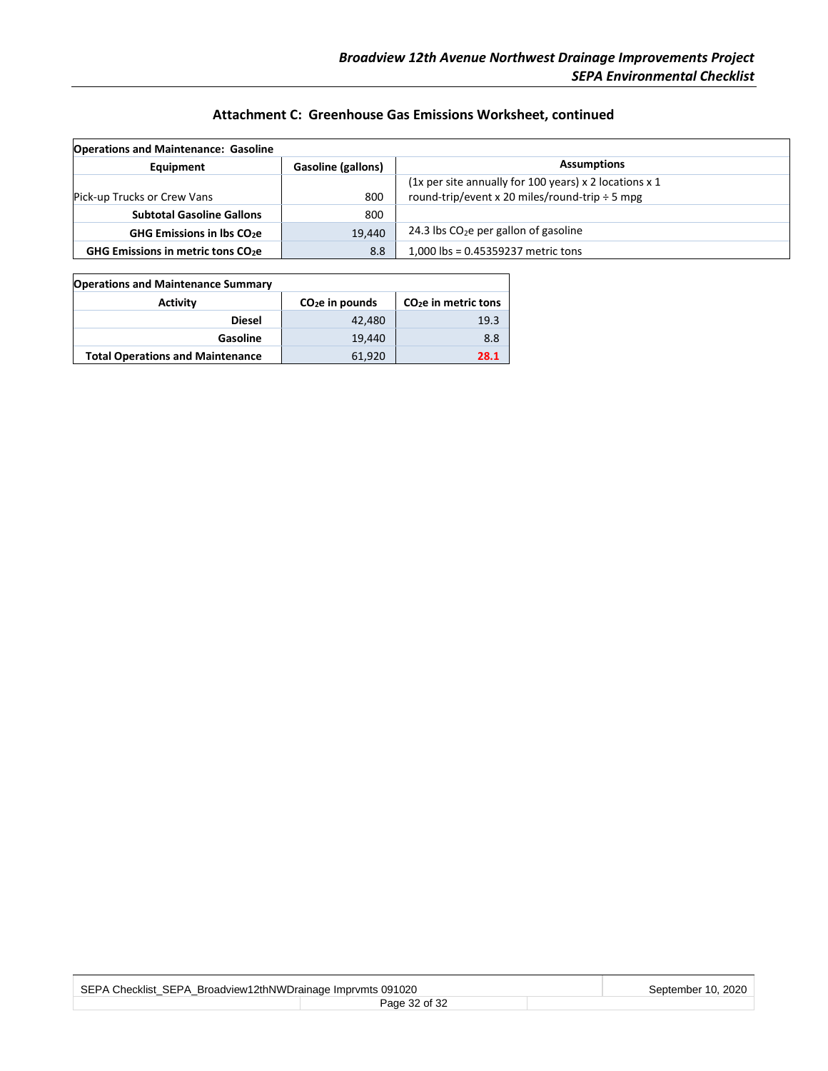### Attachment C: Greenhouse Gas Emissions Worksheet, continued

| Operations and Maintenance: Gasoline | | |
|---|---|---|
| **Equipment** | **Gasoline (gallons)** | **Assumptions** |
| Pick-up Trucks or Crew Vans | 800 | (1x per site annually for 100 years) x 2 locations x 1 round-trip/event x 20 miles/round-trip ÷ 5 mpg |
| **Subtotal Gasoline Gallons** | 800 | |
| **GHG Emissions in lbs $CO_2e$** | 19,440 | 24.3 lbs $CO_2e$ per gallon of gasoline |
| **GHG Emissions in metric tons $CO_2e$** | 8.8 | 1,000 lbs = 0.45359237 metric tons |

| Operations and Maintenance Summary | | |
|---|---|---|
| **Activity** | **$CO_2e$ in pounds** | **$CO_2e$ in metric tons** |
| **Diesel** | 42,480 | 19.3 |
| **Gasoline** | 19,440 | 8.8 |
| **Total Operations and Maintenance** | 61,920 | **28.1** |